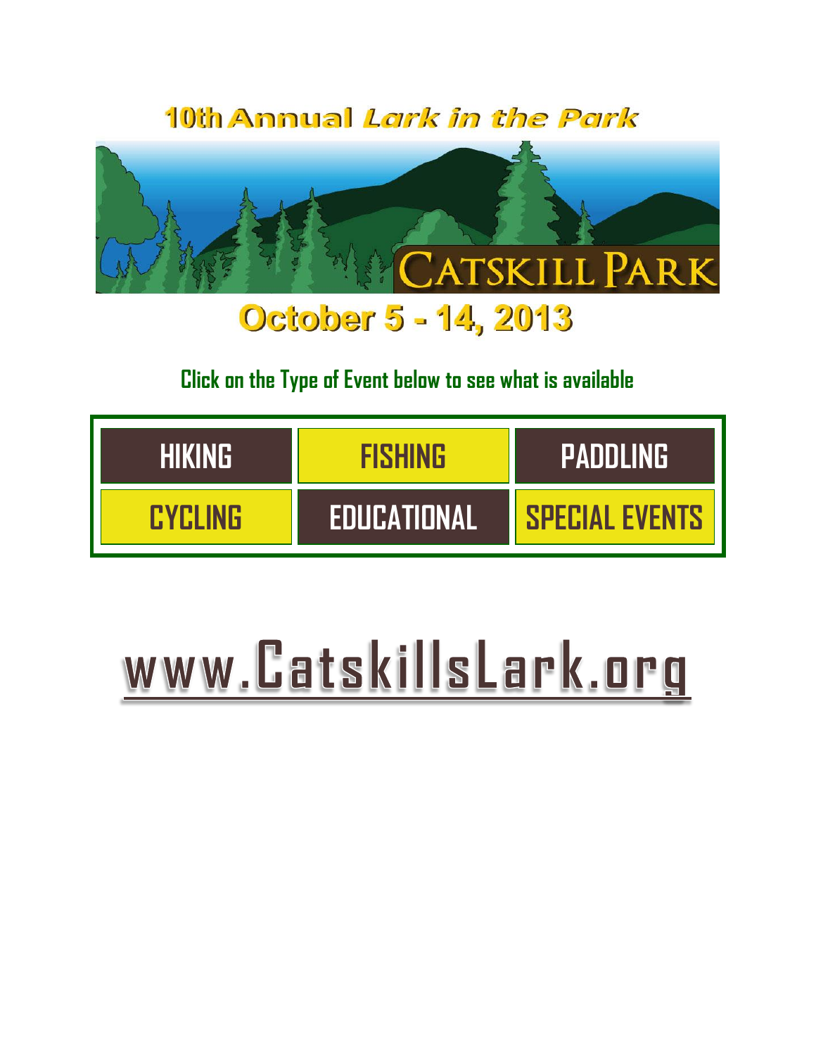# 10th Annual *Lark in the Park*

CATSKILL PARK

## October 5 - 14, 2013

**Click on the Type of Event below to see what is available**

| HIKING | FISHING | PADDLING |
|---|---|---|
| CYCLING | EDUCATIONAL | SPECIAL EVENTS |

# www.CatskillsLark.org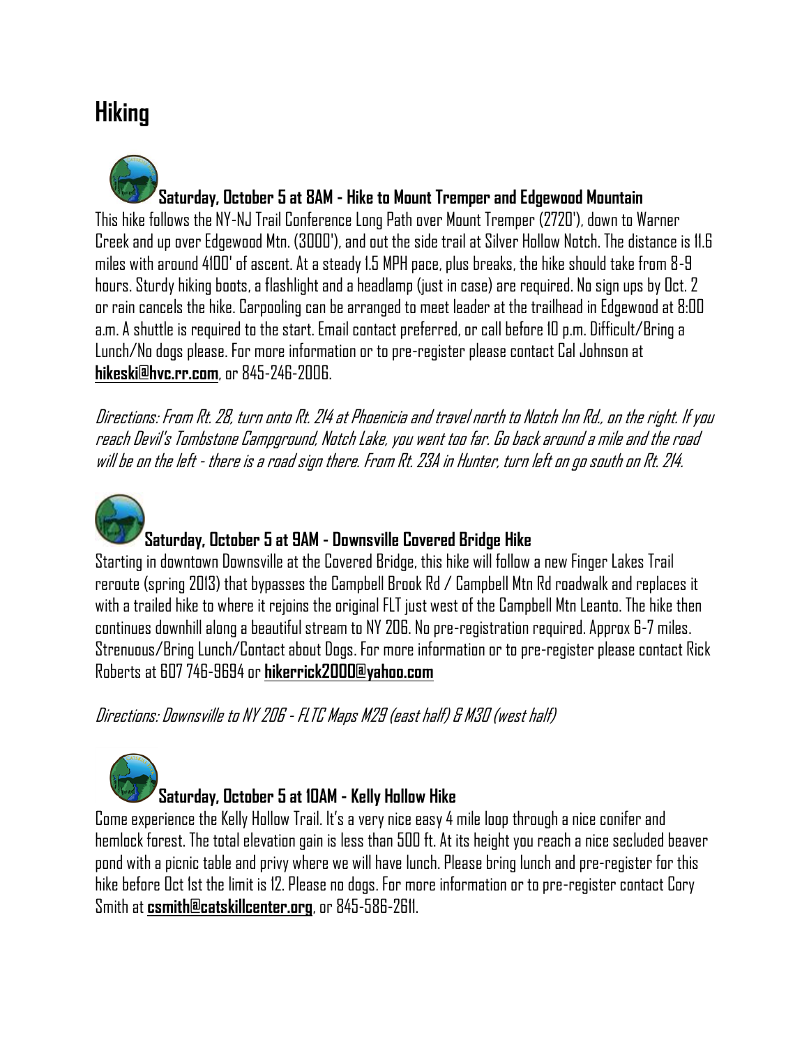# Hiking

### Saturday, October 5 at 8AM - Hike to Mount Tremper and Edgewood Mountain

This hike follows the NY-NJ Trail Conference Long Path over Mount Tremper (2720'), down to Warner Creek and up over Edgewood Mtn. (3000'), and out the side trail at Silver Hollow Notch. The distance is 11.6 miles with around 4100' of ascent. At a steady 1.5 MPH pace, plus breaks, the hike should take from 8-9 hours. Sturdy hiking boots, a flashlight and a headlamp (just in case) are required. No sign ups by Oct. 2 or rain cancels the hike. Carpooling can be arranged to meet leader at the trailhead in Edgewood at 8:00 a.m. A shuttle is required to the start. Email contact preferred, or call before 10 p.m. Difficult/Bring a Lunch/No dogs please. For more information or to pre-register please contact Cal Johnson at **hikeski@hvc.rr.com**, or 845-246-2006.

*Directions: From Rt. 28, turn onto Rt. 214 at Phoenicia and travel north to Notch Inn Rd., on the right. If you reach Devil's Tombstone Campground, Notch Lake, you went too far. Go back around a mile and the road will be on the left - there is a road sign there. From Rt. 23A in Hunter, turn left on go south on Rt. 214.*

### Saturday, October 5 at 9AM - Downsville Covered Bridge Hike

Starting in downtown Downsville at the Covered Bridge, this hike will follow a new Finger Lakes Trail reroute (spring 2013) that bypasses the Campbell Brook Rd / Campbell Mtn Rd roadwalk and replaces it with a trailed hike to where it rejoins the original FLT just west of the Campbell Mtn Leanto. The hike then continues downhill along a beautiful stream to NY 206. No pre-registration required. Approx 6-7 miles. Strenuous/Bring Lunch/Contact about Dogs. For more information or to pre-register please contact Rick Roberts at 607 746-9694 or **hikerrick2000@yahoo.com**

*Directions: Downsville to NY 206 - FLTC Maps M29 (east half) & M30 (west half)*

### Saturday, October 5 at 10AM - Kelly Hollow Hike

Come experience the Kelly Hollow Trail. It's a very nice easy 4 mile loop through a nice conifer and hemlock forest. The total elevation gain is less than 500 ft. At its height you reach a nice secluded beaver pond with a picnic table and privy where we will have lunch. Please bring lunch and pre-register for this hike before Oct 1st the limit is 12. Please no dogs. For more information or to pre-register contact Cory Smith at **csmith@catskillcenter.org**, or 845-586-2611.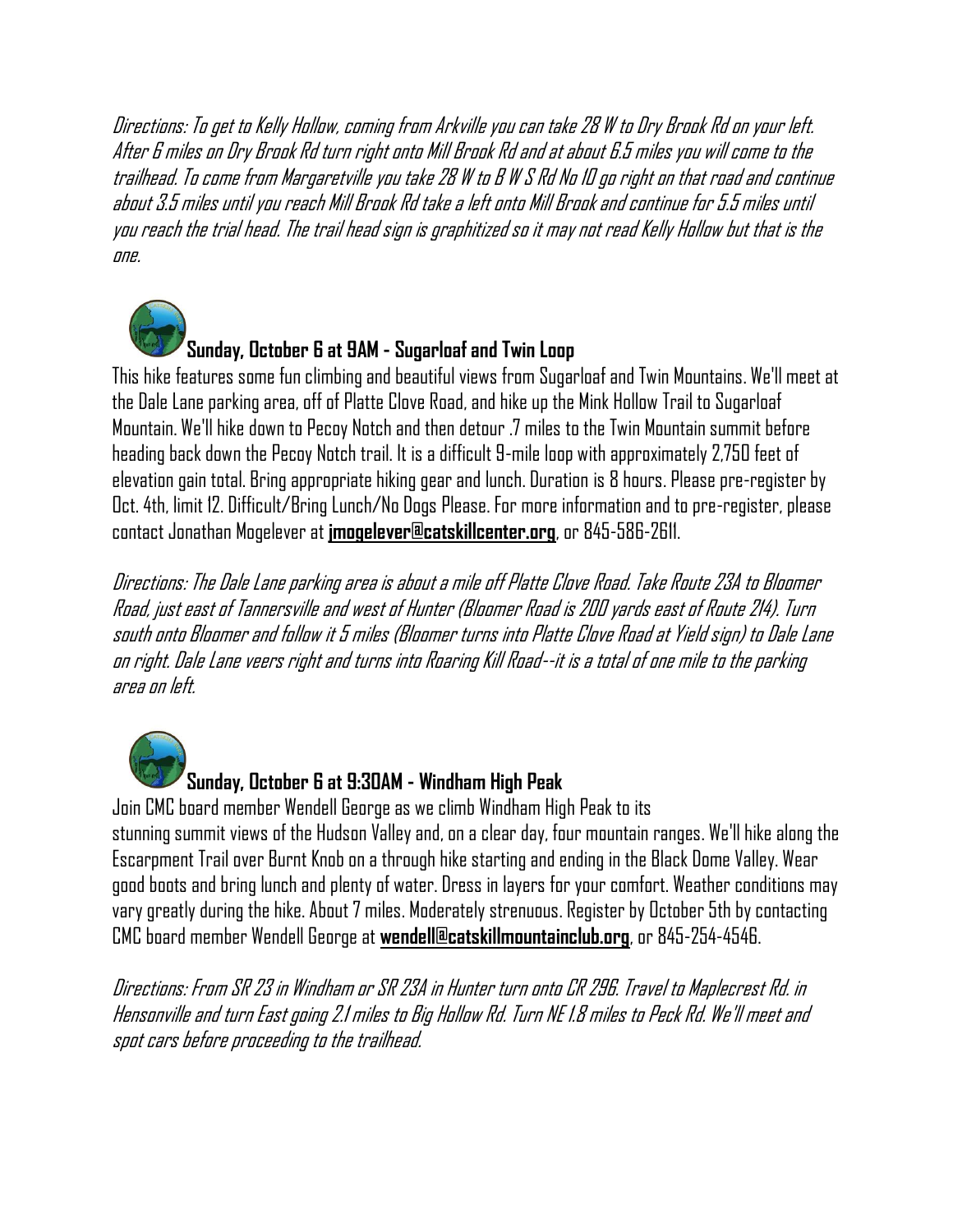*Directions: To get to Kelly Hollow, coming from Arkville you can take 28 W to Dry Brook Rd on your left. After 6 miles on Dry Brook Rd turn right onto Mill Brook Rd and at about 6.5 miles you will come to the trailhead. To come from Margaretville you take 28 W to B W S Rd No 10 go right on that road and continue about 3.5 miles until you reach Mill Brook Rd take a left onto Mill Brook and continue for 5.5 miles until you reach the trial head. The trail head sign is graphitized so it may not read Kelly Hollow but that is the one.*

### Sunday, October 6 at 9AM - Sugarloaf and Twin Loop

This hike features some fun climbing and beautiful views from Sugarloaf and Twin Mountains. We'll meet at the Dale Lane parking area, off of Platte Clove Road, and hike up the Mink Hollow Trail to Sugarloaf Mountain. We'll hike down to Pecoy Notch and then detour .7 miles to the Twin Mountain summit before heading back down the Pecoy Notch trail. It is a difficult 9-mile loop with approximately 2,750 feet of elevation gain total. Bring appropriate hiking gear and lunch. Duration is 8 hours. Please pre-register by Oct. 4th, limit 12. Difficult/Bring Lunch/No Dogs Please. For more information and to pre-register, please contact Jonathan Mogelever at **jmogelever@catskillcenter.org**, or 845-586-2611.

*Directions: The Dale Lane parking area is about a mile off Platte Clove Road. Take Route 23A to Bloomer Road, just east of Tannersville and west of Hunter (Bloomer Road is 200 yards east of Route 214). Turn south onto Bloomer and follow it 5 miles (Bloomer turns into Platte Clove Road at Yield sign) to Dale Lane on right. Dale Lane veers right and turns into Roaring Kill Road--it is a total of one mile to the parking area on left.*

### Sunday, October 6 at 9:30AM - Windham High Peak

Join CMC board member Wendell George as we climb Windham High Peak to its stunning summit views of the Hudson Valley and, on a clear day, four mountain ranges. We'll hike along the Escarpment Trail over Burnt Knob on a through hike starting and ending in the Black Dome Valley. Wear good boots and bring lunch and plenty of water. Dress in layers for your comfort. Weather conditions may vary greatly during the hike. About 7 miles. Moderately strenuous. Register by October 5th by contacting CMC board member Wendell George at **wendell@catskillmountainclub.org**, or 845-254-4546.

*Directions: From SR 23 in Windham or SR 23A in Hunter turn onto CR 296. Travel to Maplecrest Rd. in Hensonville and turn East going 2.1 miles to Big Hollow Rd. Turn NE 1.8 miles to Peck Rd. We'll meet and spot cars before proceeding to the trailhead.*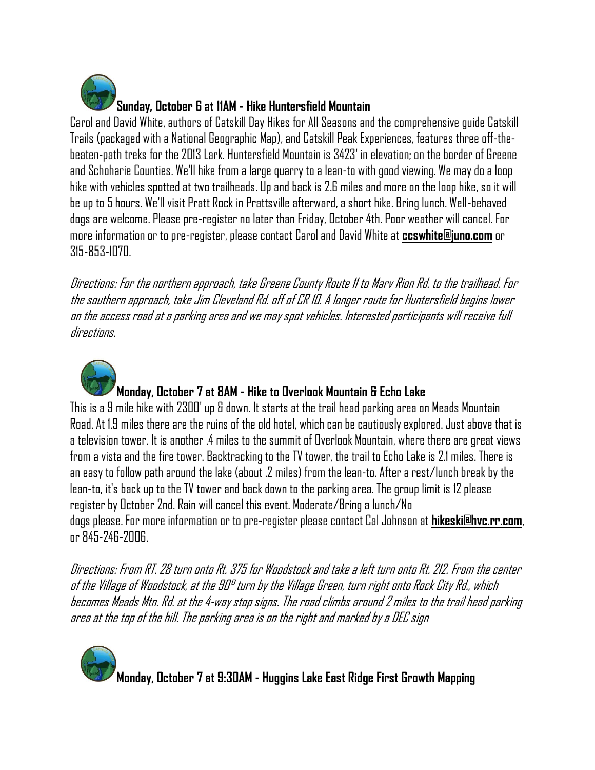### Sunday, October 6 at 11AM - Hike Huntersfield Mountain

Carol and David White, authors of Catskill Day Hikes for All Seasons and the comprehensive guide Catskill Trails (packaged with a National Geographic Map), and Catskill Peak Experiences, features three off-the-beaten-path treks for the 2013 Lark. Huntersfield Mountain is 3423' in elevation; on the border of Greene and Schoharie Counties. We'll hike from a large quarry to a lean-to with good viewing. We may do a loop hike with vehicles spotted at two trailheads. Up and back is 2.6 miles and more on the loop hike, so it will be up to 5 hours. We'll visit Pratt Rock in Prattsville afterward, a short hike. Bring lunch. Well-behaved dogs are welcome. Please pre-register no later than Friday, October 4th. Poor weather will cancel. For more information or to pre-register, please contact Carol and David White at **ccswhite@juno.com** or 315-853-1070.

*Directions: For the northern approach, take Greene County Route 11 to Marv Rion Rd. to the trailhead. For the southern approach, take Jim Cleveland Rd. off of CR 10. A longer route for Huntersfield begins lower on the access road at a parking area and we may spot vehicles. Interested participants will receive full directions.*

### Monday, October 7 at 8AM - Hike to Overlook Mountain & Echo Lake

This is a 9 mile hike with 2300' up & down. It starts at the trail head parking area on Meads Mountain Road. At 1.9 miles there are the ruins of the old hotel, which can be cautiously explored. Just above that is a television tower. It is another .4 miles to the summit of Overlook Mountain, where there are great views from a vista and the fire tower. Backtracking to the TV tower, the trail to Echo Lake is 2.1 miles. There is an easy to follow path around the lake (about .2 miles) from the lean-to. After a rest/lunch break by the lean-to, it's back up to the TV tower and back down to the parking area. The group limit is 12 please register by October 2nd. Rain will cancel this event. Moderate/Bring a lunch/No dogs please. For more information or to pre-register please contact Cal Johnson at **hikeski@hvc.rr.com**, or 845-246-2006.

*Directions: From RT. 28 turn onto Rt. 375 for Woodstock and take a left turn onto Rt. 212. From the center of the Village of Woodstock, at the 90° turn by the Village Green, turn right onto Rock City Rd., which becomes Meads Mtn. Rd. at the 4-way stop signs. The road climbs around 2 miles to the trail head parking area at the top of the hill. The parking area is on the right and marked by a DEC sign*

### Monday, October 7 at 9:30AM - Huggins Lake East Ridge First Growth Mapping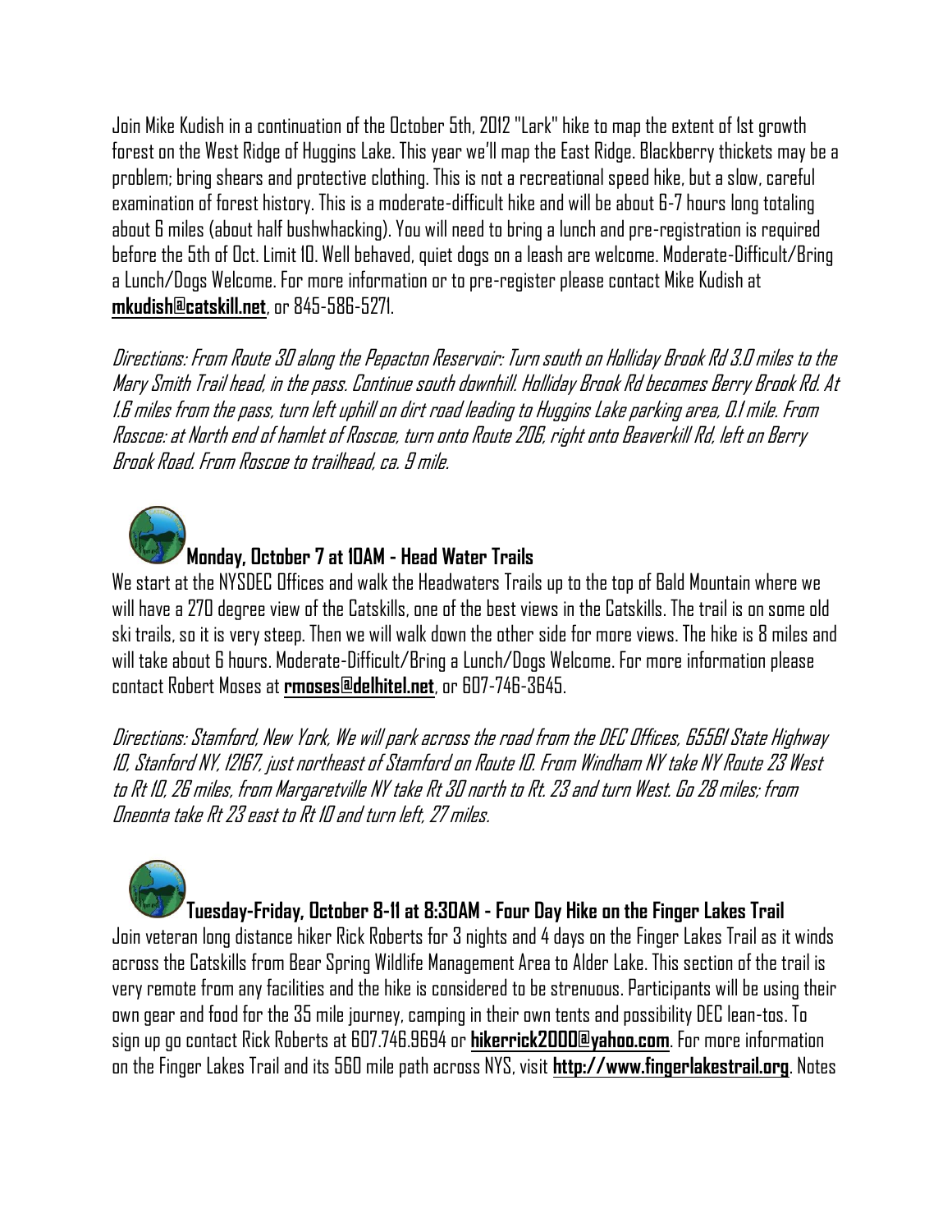Join Mike Kudish in a continuation of the October 5th, 2012 "Lark" hike to map the extent of 1st growth forest on the West Ridge of Huggins Lake. This year we'll map the East Ridge. Blackberry thickets may be a problem; bring shears and protective clothing. This is not a recreational speed hike, but a slow, careful examination of forest history. This is a moderate-difficult hike and will be about 6-7 hours long totaling about 6 miles (about half bushwhacking). You will need to bring a lunch and pre-registration is required before the 5th of Oct. Limit 10. Well behaved, quiet dogs on a leash are welcome. Moderate-Difficult/Bring a Lunch/Dogs Welcome. For more information or to pre-register please contact Mike Kudish at **mkudish@catskill.net**, or 845-586-5271.

*Directions: From Route 30 along the Pepacton Reservoir: Turn south on Holliday Brook Rd 3.0 miles to the Mary Smith Trail head, in the pass. Continue south downhill. Holliday Brook Rd becomes Berry Brook Rd. At 1.6 miles from the pass, turn left uphill on dirt road leading to Huggins Lake parking area, 0.1 mile. From Roscoe: at North end of hamlet of Roscoe, turn onto Route 206, right onto Beaverkill Rd, left on Berry Brook Road. From Roscoe to trailhead, ca. 9 mile.*

### Monday, October 7 at 10AM - Head Water Trails

We start at the NYSDEC Offices and walk the Headwaters Trails up to the top of Bald Mountain where we will have a 270 degree view of the Catskills, one of the best views in the Catskills. The trail is on some old ski trails, so it is very steep. Then we will walk down the other side for more views. The hike is 8 miles and will take about 6 hours. Moderate-Difficult/Bring a Lunch/Dogs Welcome. For more information please contact Robert Moses at **rmoses@delhitel.net**, or 607-746-3645.

*Directions: Stamford, New York, We will park across the road from the DEC Offices, 65561 State Highway 10, Stanford NY, 12167, just northeast of Stamford on Route 10. From Windham NY take NY Route 23 West to Rt 10, 26 miles, from Margaretville NY take Rt 30 north to Rt. 23 and turn West. Go 28 miles; from Oneonta take Rt 23 east to Rt 10 and turn left, 27 miles.*

### Tuesday-Friday, October 8-11 at 8:30AM - Four Day Hike on the Finger Lakes Trail

Join veteran long distance hiker Rick Roberts for 3 nights and 4 days on the Finger Lakes Trail as it winds across the Catskills from Bear Spring Wildlife Management Area to Alder Lake. This section of the trail is very remote from any facilities and the hike is considered to be strenuous. Participants will be using their own gear and food for the 35 mile journey, camping in their own tents and possibility DEC lean-tos. To sign up go contact Rick Roberts at 607.746.9694 or **hikerrick2000@yahoo.com**. For more information on the Finger Lakes Trail and its 560 mile path across NYS, visit **http://www.fingerlakestrail.org**. Notes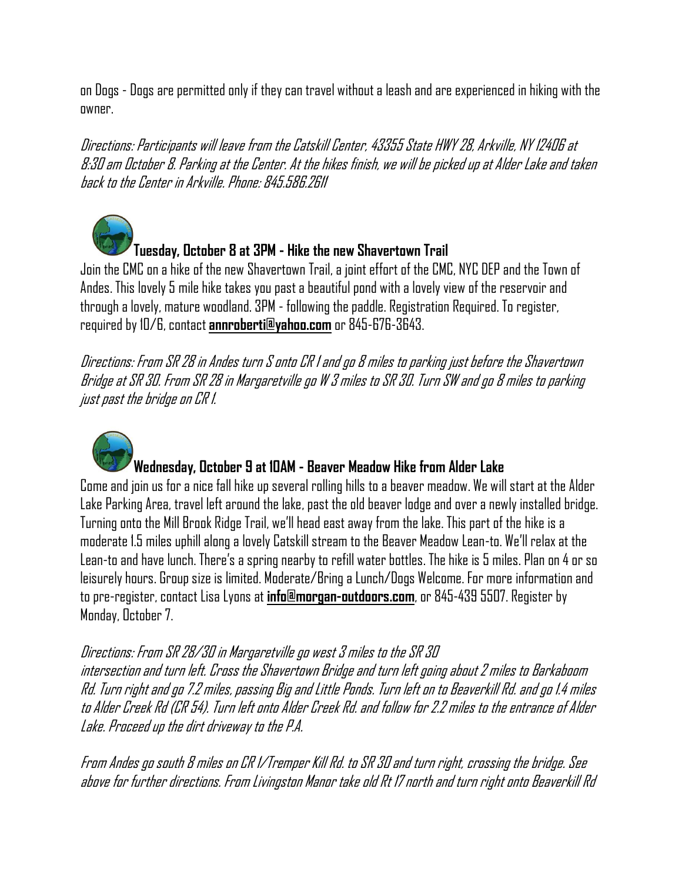on Dogs - Dogs are permitted only if they can travel without a leash and are experienced in hiking with the owner.

*Directions: Participants will leave from the Catskill Center, 43355 State HWY 28, Arkville, NY 12406 at 8:30 am October 8. Parking at the Center. At the hikes finish, we will be picked up at Alder Lake and taken back to the Center in Arkville. Phone: 845.586.2611*

### Tuesday, October 8 at 3PM - Hike the new Shavertown Trail

Join the CMC on a hike of the new Shavertown Trail, a joint effort of the CMC, NYC DEP and the Town of Andes. This lovely 5 mile hike takes you past a beautiful pond with a lovely view of the reservoir and through a lovely, mature woodland. 3PM - following the paddle. Registration Required. To register, required by 10/6, contact **annroberti@yahoo.com** or 845-676-3643.

*Directions: From SR 28 in Andes turn S onto CR 1 and go 8 miles to parking just before the Shavertown Bridge at SR 30. From SR 28 in Margaretville go W 3 miles to SR 30. Turn SW and go 8 miles to parking just past the bridge on CR 1.*

### Wednesday, October 9 at 10AM - Beaver Meadow Hike from Alder Lake

Come and join us for a nice fall hike up several rolling hills to a beaver meadow. We will start at the Alder Lake Parking Area, travel left around the lake, past the old beaver lodge and over a newly installed bridge. Turning onto the Mill Brook Ridge Trail, we'll head east away from the lake. This part of the hike is a moderate 1.5 miles uphill along a lovely Catskill stream to the Beaver Meadow Lean-to. We'll relax at the Lean-to and have lunch. There's a spring nearby to refill water bottles. The hike is 5 miles. Plan on 4 or so leisurely hours. Group size is limited. Moderate/Bring a Lunch/Dogs Welcome. For more information and to pre-register, contact Lisa Lyons at **info@morgan-outdoors.com**, or 845-439 5507. Register by Monday, October 7.

*Directions: From SR 28/30 in Margaretville go west 3 miles to the SR 30 intersection and turn left. Cross the Shavertown Bridge and turn left going about 2 miles to Barkaboom Rd. Turn right and go 7.2 miles, passing Big and Little Ponds. Turn left on to Beaverkill Rd. and go 1.4 miles to Alder Creek Rd (CR 54). Turn left onto Alder Creek Rd. and follow for 2.2 miles to the entrance of Alder Lake. Proceed up the dirt driveway to the P.A.*

*From Andes go south 8 miles on CR 1/Tremper Kill Rd. to SR 30 and turn right, crossing the bridge. See above for further directions. From Livingston Manor take old Rt 17 north and turn right onto Beaverkill Rd*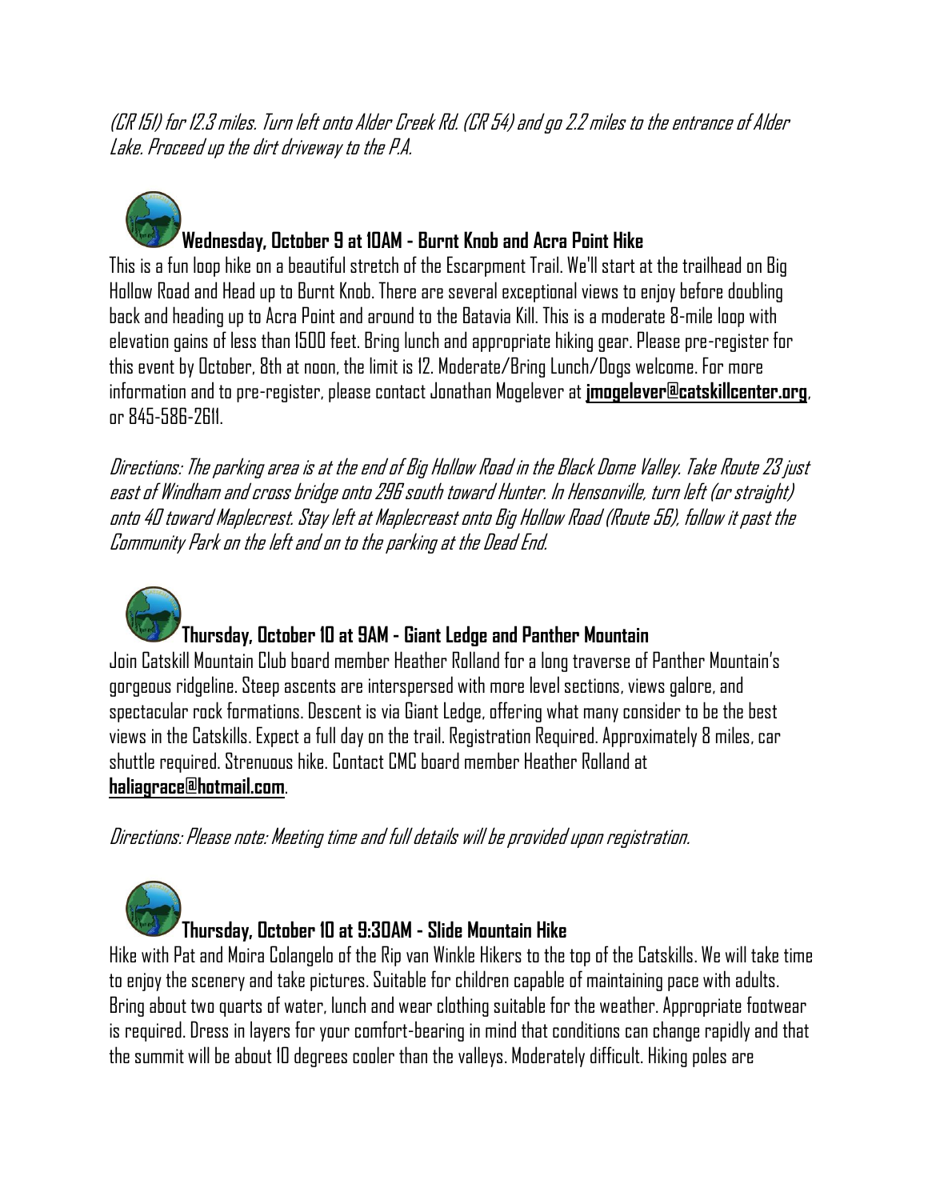*(CR 151) for 12.3 miles. Turn left onto Alder Creek Rd. (CR 54) and go 2.2 miles to the entrance of Alder Lake. Proceed up the dirt driveway to the P.A.*

### Wednesday, October 9 at 10AM - Burnt Knob and Acra Point Hike

This is a fun loop hike on a beautiful stretch of the Escarpment Trail. We'll start at the trailhead on Big Hollow Road and Head up to Burnt Knob. There are several exceptional views to enjoy before doubling back and heading up to Acra Point and around to the Batavia Kill. This is a moderate 8-mile loop with elevation gains of less than 1500 feet. Bring lunch and appropriate hiking gear. Please pre-register for this event by October, 8th at noon, the limit is 12. Moderate/Bring Lunch/Dogs welcome. For more information and to pre-register, please contact Jonathan Mogelever at **jmogelever@catskillcenter.org**, or 845-586-2611.

*Directions: The parking area is at the end of Big Hollow Road in the Black Dome Valley. Take Route 23 just east of Windham and cross bridge onto 296 south toward Hunter. In Hensonville, turn left (or straight) onto 40 toward Maplecrest. Stay left at Maplecreast onto Big Hollow Road (Route 56), follow it past the Community Park on the left and on to the parking at the Dead End.*

### Thursday, October 10 at 9AM - Giant Ledge and Panther Mountain

Join Catskill Mountain Club board member Heather Rolland for a long traverse of Panther Mountain's gorgeous ridgeline. Steep ascents are interspersed with more level sections, views galore, and spectacular rock formations. Descent is via Giant Ledge, offering what many consider to be the best views in the Catskills. Expect a full day on the trail. Registration Required. Approximately 8 miles, car shuttle required. Strenuous hike. Contact CMC board member Heather Rolland at **haliagrace@hotmail.com**.

*Directions: Please note: Meeting time and full details will be provided upon registration.*

### Thursday, October 10 at 9:30AM - Slide Mountain Hike

Hike with Pat and Moira Colangelo of the Rip van Winkle Hikers to the top of the Catskills. We will take time to enjoy the scenery and take pictures. Suitable for children capable of maintaining pace with adults. Bring about two quarts of water, lunch and wear clothing suitable for the weather. Appropriate footwear is required. Dress in layers for your comfort-bearing in mind that conditions can change rapidly and that the summit will be about 10 degrees cooler than the valleys. Moderately difficult. Hiking poles are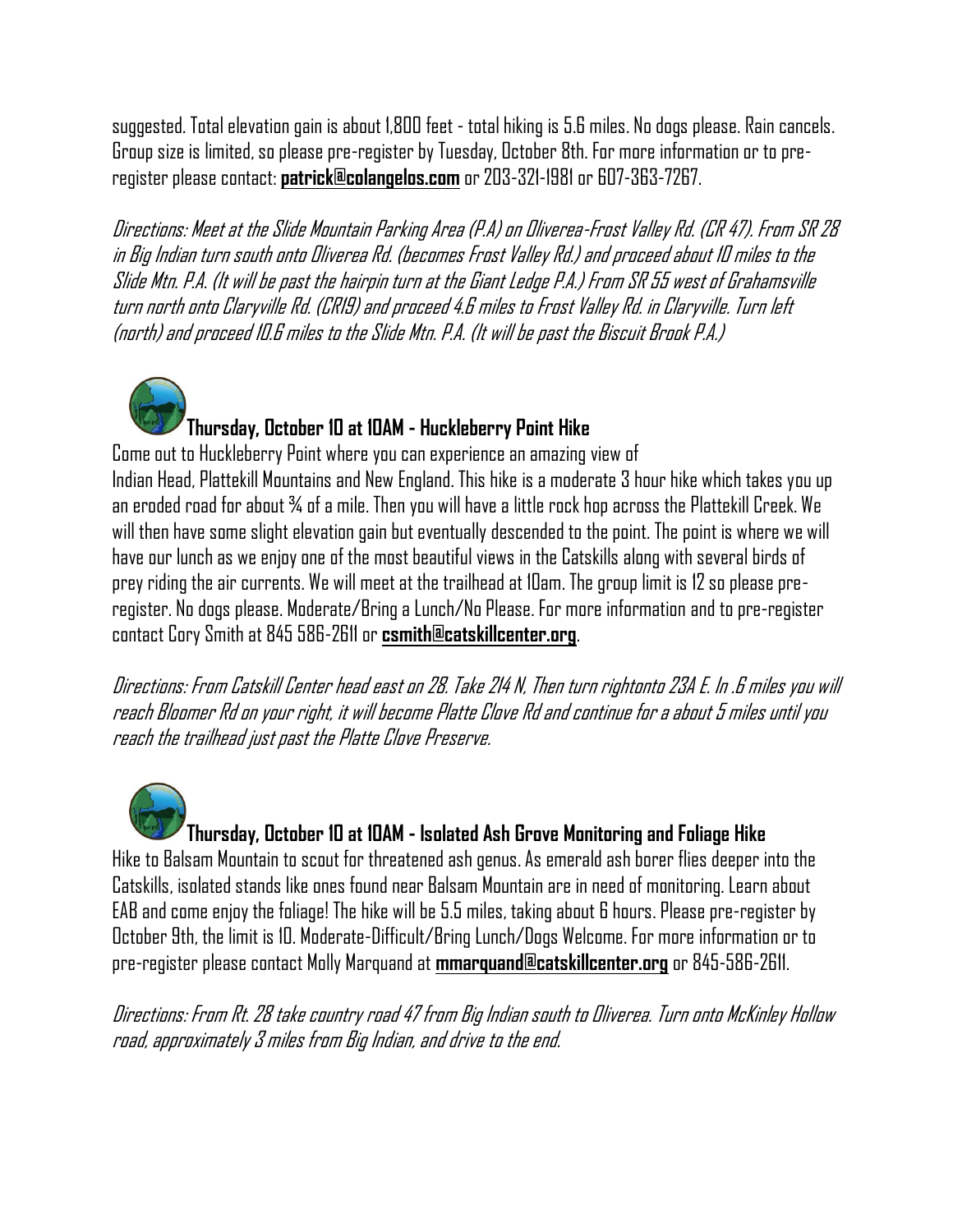suggested. Total elevation gain is about 1,800 feet - total hiking is 5.6 miles. No dogs please. Rain cancels. Group size is limited, so please pre-register by Tuesday, October 8th. For more information or to pre-register please contact: **patrick@colangelos.com** or 203-321-1981 or 607-363-7267.

*Directions: Meet at the Slide Mountain Parking Area (P.A) on Oliverea-Frost Valley Rd. (CR 47). From SR 28 in Big Indian turn south onto Oliverea Rd. (becomes Frost Valley Rd.) and proceed about 10 miles to the Slide Mtn. P.A. (It will be past the hairpin turn at the Giant Ledge P.A.) From SR 55 west of Grahamsville turn north onto Claryville Rd. (CR19) and proceed 4.6 miles to Frost Valley Rd. in Claryville. Turn left (north) and proceed 10.6 miles to the Slide Mtn. P.A. (It will be past the Biscuit Brook P.A.)*

### Thursday, October 10 at 10AM - Huckleberry Point Hike

Come out to Huckleberry Point where you can experience an amazing view of Indian Head, Plattekill Mountains and New England. This hike is a moderate 3 hour hike which takes you up an eroded road for about ¾ of a mile. Then you will have a little rock hop across the Plattekill Creek. We will then have some slight elevation gain but eventually descended to the point. The point is where we will have our lunch as we enjoy one of the most beautiful views in the Catskills along with several birds of prey riding the air currents. We will meet at the trailhead at 10am. The group limit is 12 so please pre-register. No dogs please. Moderate/Bring a Lunch/No Please. For more information and to pre-register contact Cory Smith at 845 586-2611 or **csmith@catskillcenter.org**.

*Directions: From Catskill Center head east on 28. Take 214 N, Then turn rightonto 23A E. In .6 miles you will reach Bloomer Rd on your right, it will become Platte Clove Rd and continue for a about 5 miles until you reach the trailhead just past the Platte Clove Preserve.*

### Thursday, October 10 at 10AM - Isolated Ash Grove Monitoring and Foliage Hike

Hike to Balsam Mountain to scout for threatened ash genus. As emerald ash borer flies deeper into the Catskills, isolated stands like ones found near Balsam Mountain are in need of monitoring. Learn about EAB and come enjoy the foliage! The hike will be 5.5 miles, taking about 6 hours. Please pre-register by October 9th, the limit is 10. Moderate-Difficult/Bring Lunch/Dogs Welcome. For more information or to pre-register please contact Molly Marquand at **mmarquand@catskillcenter.org** or 845-586-2611.

*Directions: From Rt. 28 take country road 47 from Big Indian south to Oliverea. Turn onto McKinley Hollow road, approximately 3 miles from Big Indian, and drive to the end.*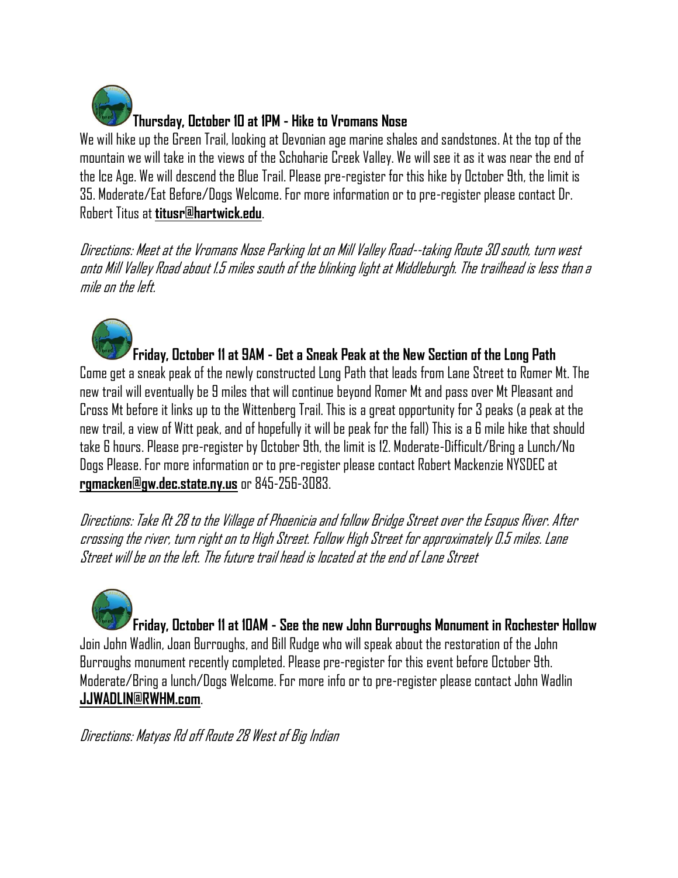### Thursday, October 10 at 1PM - Hike to Vromans Nose

We will hike up the Green Trail, looking at Devonian age marine shales and sandstones. At the top of the mountain we will take in the views of the Schoharie Creek Valley. We will see it as it was near the end of the Ice Age. We will descend the Blue Trail. Please pre-register for this hike by October 9th, the limit is 35. Moderate/Eat Before/Dogs Welcome. For more information or to pre-register please contact Dr. Robert Titus at **titusr@hartwick.edu**.

*Directions: Meet at the Vromans Nose Parking lot on Mill Valley Road--taking Route 30 south, turn west onto Mill Valley Road about 1.5 miles south of the blinking light at Middleburgh. The trailhead is less than a mile on the left.*

### Friday, October 11 at 9AM - Get a Sneak Peak at the New Section of the Long Path

Come get a sneak peak of the newly constructed Long Path that leads from Lane Street to Romer Mt. The new trail will eventually be 9 miles that will continue beyond Romer Mt and pass over Mt Pleasant and Cross Mt before it links up to the Wittenberg Trail. This is a great opportunity for 3 peaks (a peak at the new trail, a view of Witt peak, and of hopefully it will be peak for the fall) This is a 6 mile hike that should take 6 hours. Please pre-register by October 9th, the limit is 12. Moderate-Difficult/Bring a Lunch/No Dogs Please. For more information or to pre-register please contact Robert Mackenzie NYSDEC at **rgmacken@gw.dec.state.ny.us** or 845-256-3083.

*Directions: Take Rt 28 to the Village of Phoenicia and follow Bridge Street over the Esopus River. After crossing the river, turn right on to High Street. Follow High Street for approximately 0.5 miles. Lane Street will be on the left. The future trail head is located at the end of Lane Street*

### Friday, October 11 at 10AM - See the new John Burroughs Monument in Rochester Hollow

Join John Wadlin, Joan Burroughs, and Bill Rudge who will speak about the restoration of the John Burroughs monument recently completed. Please pre-register for this event before October 9th. Moderate/Bring a lunch/Dogs Welcome. For more info or to pre-register please contact John Wadlin **JJWADLIN@RWHM.com**.

*Directions: Matyas Rd off Route 28 West of Big Indian*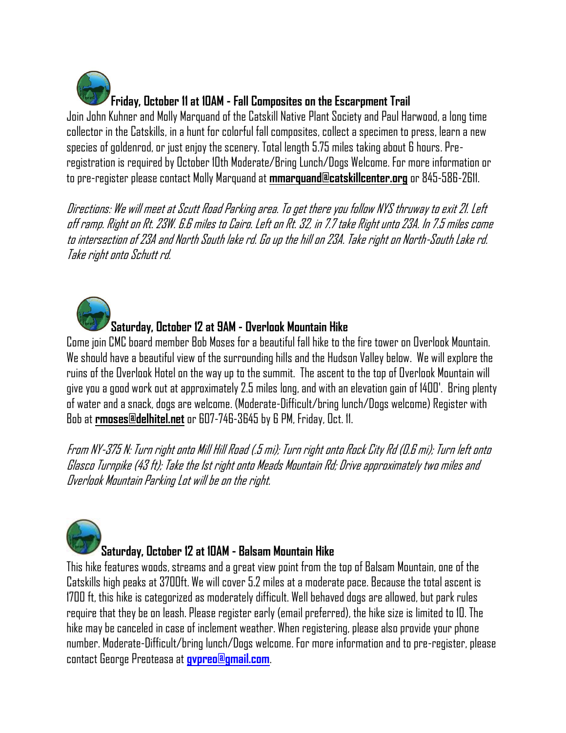**Friday, October 11 at 10AM - Fall Composites on the Escarpment Trail**

Join John Kuhner and Molly Marquand of the Catskill Native Plant Society and Paul Harwood, a long time collector in the Catskills, in a hunt for colorful fall composites, collect a specimen to press, learn a new species of goldenrod, or just enjoy the scenery. Total length 5.75 miles taking about 6 hours. Pre-registration is required by October 10th Moderate/Bring Lunch/Dogs Welcome. For more information or to pre-register please contact Molly Marquand at **mmarquand@catskillcenter.org** or 845-586-2611.

*Directions: We will meet at Scutt Road Parking area. To get there you follow NYS thruway to exit 21. Left off ramp. Right on Rt. 23W. 6.6 miles to Cairo. Left on Rt. 32, in 7.7 take Right unto 23A. In 7.5 miles come to intersection of 23A and North South lake rd. Go up the hill on 23A. Take right on North-South Lake rd. Take right onto Schutt rd.*

**Saturday, October 12 at 9AM - Overlook Mountain Hike**

Come join CMC board member Bob Moses for a beautiful fall hike to the fire tower on Overlook Mountain. We should have a beautiful view of the surrounding hills and the Hudson Valley below. We will explore the ruins of the Overlook Hotel on the way up to the summit. The ascent to the top of Overlook Mountain will give you a good work out at approximately 2.5 miles long, and with an elevation gain of 1400'. Bring plenty of water and a snack, dogs are welcome. (Moderate-Difficult/bring lunch/Dogs welcome) Register with Bob at **rmoses@delhitel.net** or 607-746-3645 by 6 PM, Friday, Oct. 11.

*From NY-375 N: Turn right onto Mill Hill Road (.5 mi); Turn right onto Rock City Rd (0.6 mi); Turn left onto Glasco Turnpike (43 ft); Take the 1st right onto Meads Mountain Rd; Drive approximately two miles and Overlook Mountain Parking Lot will be on the right.*

**Saturday, October 12 at 10AM - Balsam Mountain Hike**

This hike features woods, streams and a great view point from the top of Balsam Mountain, one of the Catskills high peaks at 3700ft. We will cover 5.2 miles at a moderate pace. Because the total ascent is 1700 ft, this hike is categorized as moderately difficult. Well behaved dogs are allowed, but park rules require that they be on leash. Please register early (email preferred), the hike size is limited to 10. The hike may be canceled in case of inclement weather. When registering, please also provide your phone number. Moderate-Difficult/bring lunch/Dogs welcome. For more information and to pre-register, please contact George Preoteasa at **gvpreo@gmail.com**.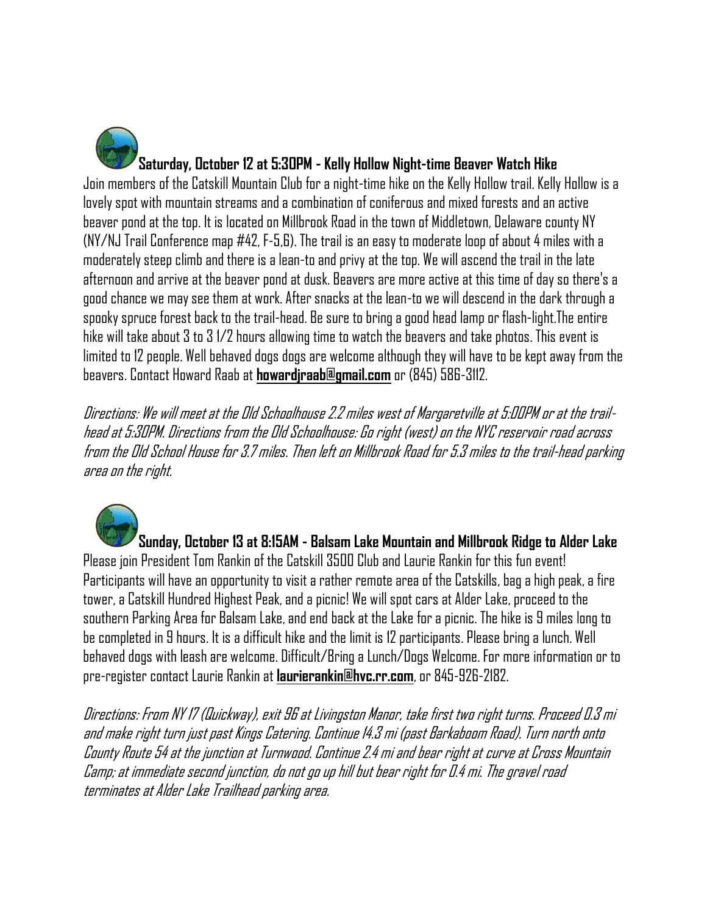**Saturday, October 12 at 5:30PM - Kelly Hollow Night-time Beaver Watch Hike**

Join members of the Catskill Mountain Club for a night-time hike on the Kelly Hollow trail. Kelly Hollow is a lovely spot with mountain streams and a combination of coniferous and mixed forests and an active beaver pond at the top. It is located on Millbrook Road in the town of Middletown, Delaware county NY (NY/NJ Trail Conference map #42, F-5,6). The trail is an easy to moderate loop of about 4 miles with a moderately steep climb and there is a lean-to and privy at the top. We will ascend the trail in the late afternoon and arrive at the beaver pond at dusk. Beavers are more active at this time of day so there's a good chance we may see them at work. After snacks at the lean-to we will descend in the dark through a spooky spruce forest back to the trail-head. Be sure to bring a good head lamp or flash-light.The entire hike will take about 3 to 3 1/2 hours allowing time to watch the beavers and take photos. This event is limited to 12 people. Well behaved dogs dogs are welcome although they will have to be kept away from the beavers. Contact Howard Raab at **howardjraab@gmail.com** or (845) 586-3112.

*Directions: We will meet at the Old Schoolhouse 2.2 miles west of Margaretville at 5:00PM or at the trail-head at 5:30PM. Directions from the Old Schoolhouse: Go right (west) on the NYC reservoir road across from the Old School House for 3.7 miles. Then left on Millbrook Road for 5.3 miles to the trail-head parking area on the right.*

**Sunday, October 13 at 8:15AM - Balsam Lake Mountain and Millbrook Ridge to Alder Lake**

Please join President Tom Rankin of the Catskill 3500 Club and Laurie Rankin for this fun event! Participants will have an opportunity to visit a rather remote area of the Catskills, bag a high peak, a fire tower, a Catskill Hundred Highest Peak, and a picnic! We will spot cars at Alder Lake, proceed to the southern Parking Area for Balsam Lake, and end back at the Lake for a picnic. The hike is 9 miles long to be completed in 9 hours. It is a difficult hike and the limit is 12 participants. Please bring a lunch. Well behaved dogs with leash are welcome. Difficult/Bring a Lunch/Dogs Welcome. For more information or to pre-register contact Laurie Rankin at **laurierankin@hvc.rr.com**, or 845-926-2182.

*Directions: From NY 17 (Quickway), exit 96 at Livingston Manor, take first two right turns. Proceed 0.3 mi and make right turn just past Kings Catering. Continue 14.3 mi (past Barkaboom Road). Turn north onto County Route 54 at the junction at Turnwood. Continue 2.4 mi and bear right at curve at Cross Mountain Camp; at immediate second junction, do not go up hill but bear right for 0.4 mi. The gravel road terminates at Alder Lake Trailhead parking area.*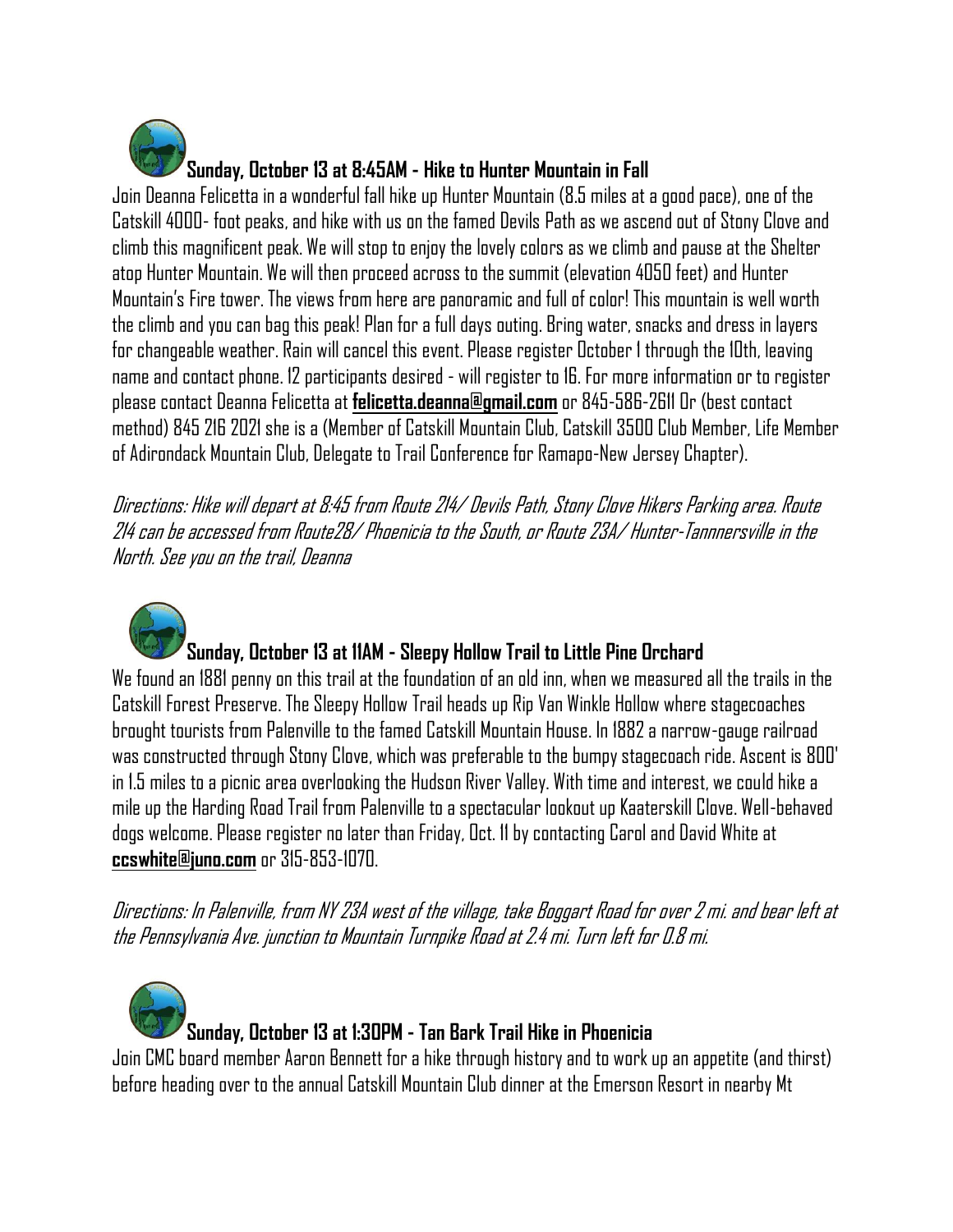**Sunday, October 13 at 8:45AM - Hike to Hunter Mountain in Fall**

Join Deanna Felicetta in a wonderful fall hike up Hunter Mountain (8.5 miles at a good pace), one of the Catskill 4000- foot peaks, and hike with us on the famed Devils Path as we ascend out of Stony Clove and climb this magnificent peak. We will stop to enjoy the lovely colors as we climb and pause at the Shelter atop Hunter Mountain. We will then proceed across to the summit (elevation 4050 feet) and Hunter Mountain's Fire tower. The views from here are panoramic and full of color! This mountain is well worth the climb and you can bag this peak! Plan for a full days outing. Bring water, snacks and dress in layers for changeable weather. Rain will cancel this event. Please register October 1 through the 10th, leaving name and contact phone. 12 participants desired - will register to 16. For more information or to register please contact Deanna Felicetta at **felicetta.deanna@gmail.com** or 845-586-2611 Or (best contact method) 845 216 2021 she is a (Member of Catskill Mountain Club, Catskill 3500 Club Member, Life Member of Adirondack Mountain Club, Delegate to Trail Conference for Ramapo-New Jersey Chapter).

*Directions: Hike will depart at 8:45 from Route 214/ Devils Path, Stony Clove Hikers Parking area. Route 214 can be accessed from Route28/ Phoenicia to the South, or Route 23A/ Hunter-Tannnersville in the North. See you on the trail, Deanna*

**Sunday, October 13 at 11AM - Sleepy Hollow Trail to Little Pine Orchard**

We found an 1881 penny on this trail at the foundation of an old inn, when we measured all the trails in the Catskill Forest Preserve. The Sleepy Hollow Trail heads up Rip Van Winkle Hollow where stagecoaches brought tourists from Palenville to the famed Catskill Mountain House. In 1882 a narrow-gauge railroad was constructed through Stony Clove, which was preferable to the bumpy stagecoach ride. Ascent is 800' in 1.5 miles to a picnic area overlooking the Hudson River Valley. With time and interest, we could hike a mile up the Harding Road Trail from Palenville to a spectacular lookout up Kaaterskill Clove. Well-behaved dogs welcome. Please register no later than Friday, Oct. 11 by contacting Carol and David White at **ccswhite@juno.com** or 315-853-1070.

*Directions: In Palenville, from NY 23A west of the village, take Boggart Road for over 2 mi. and bear left at the Pennsylvania Ave. junction to Mountain Turnpike Road at 2.4 mi. Turn left for 0.8 mi.*

**Sunday, October 13 at 1:30PM - Tan Bark Trail Hike in Phoenicia**

Join CMC board member Aaron Bennett for a hike through history and to work up an appetite (and thirst) before heading over to the annual Catskill Mountain Club dinner at the Emerson Resort in nearby Mt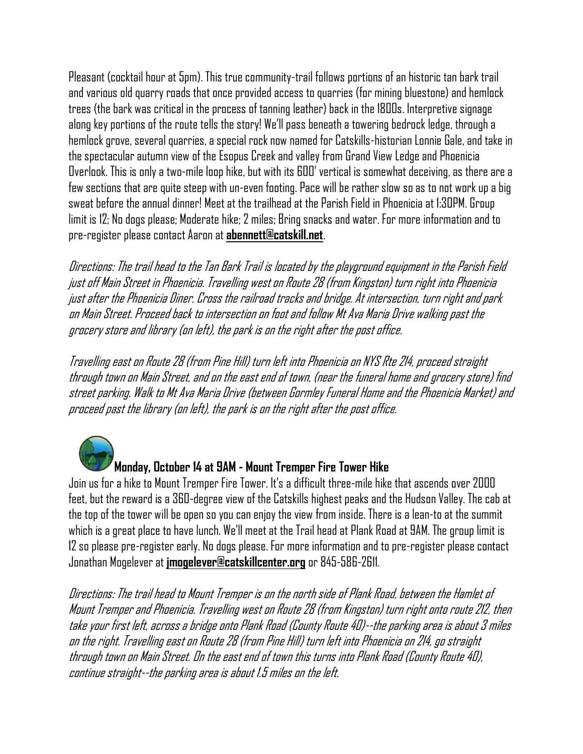Pleasant (cocktail hour at 5pm). This true community-trail follows portions of an historic tan bark trail and various old quarry roads that once provided access to quarries (for mining bluestone) and hemlock trees (the bark was critical in the process of tanning leather) back in the 1800s. Interpretive signage along key portions of the route tells the story! We'll pass beneath a towering bedrock ledge, through a hemlock grove, several quarries, a special rock now named for Catskills-historian Lonnie Gale, and take in the spectacular autumn view of the Esopus Creek and valley from Grand View Ledge and Phoenicia Overlook. This is only a two-mile loop hike, but with its 600' vertical is somewhat deceiving, as there are a few sections that are quite steep with un-even footing. Pace will be rather slow so as to not work up a big sweat before the annual dinner! Meet at the trailhead at the Parish Field in Phoenicia at 1:30PM. Group limit is 12; No dogs please; Moderate hike; 2 miles; Bring snacks and water. For more information and to pre-register please contact Aaron at **abennett@catskill.net**.

*Directions: The trail head to the Tan Bark Trail is located by the playground equipment in the Parish Field just off Main Street in Phoenicia. Travelling west on Route 28 (from Kingston) turn right into Phoenicia just after the Phoenicia Diner. Cross the railroad tracks and bridge. At intersection, turn right and park on Main Street. Proceed back to intersection on foot and follow Mt Ava Maria Drive walking past the grocery store and library (on left), the park is on the right after the post office.*

*Travelling east on Route 28 (from Pine Hill) turn left into Phoenicia on NYS Rte 214, proceed straight through town on Main Street, and on the east end of town, (near the funeral home and grocery store) find street parking. Walk to Mt Ava Maria Drive (between Gormley Funeral Home and the Phoenicia Market) and proceed past the library (on left), the park is on the right after the post office.*

### Monday, October 14 at 9AM - Mount Tremper Fire Tower Hike

Join us for a hike to Mount Tremper Fire Tower. It's a difficult three-mile hike that ascends over 2000 feet, but the reward is a 360-degree view of the Catskills highest peaks and the Hudson Valley. The cab at the top of the tower will be open so you can enjoy the view from inside. There is a lean-to at the summit which is a great place to have lunch. We'll meet at the Trail head at Plank Road at 9AM. The group limit is 12 so please pre-register early. No dogs please. For more information and to pre-register please contact Jonathan Mogelever at **jmogelever@catskillcenter.org** or 845-586-2611.

*Directions: The trail head to Mount Tremper is on the north side of Plank Road, between the Hamlet of Mount Tremper and Phoenicia. Travelling west on Route 28 (from Kingston) turn right onto route 212, then take your first left, across a bridge onto Plank Road (County Route 40)--the parking area is about 3 miles on the right. Travelling east on Route 28 (from Pine Hill) turn left into Phoenicia on 214, go straight through town on Main Street. On the east end of town this turns into Plank Road (County Route 40), continue straight--the parking area is about 1.5 miles on the left.*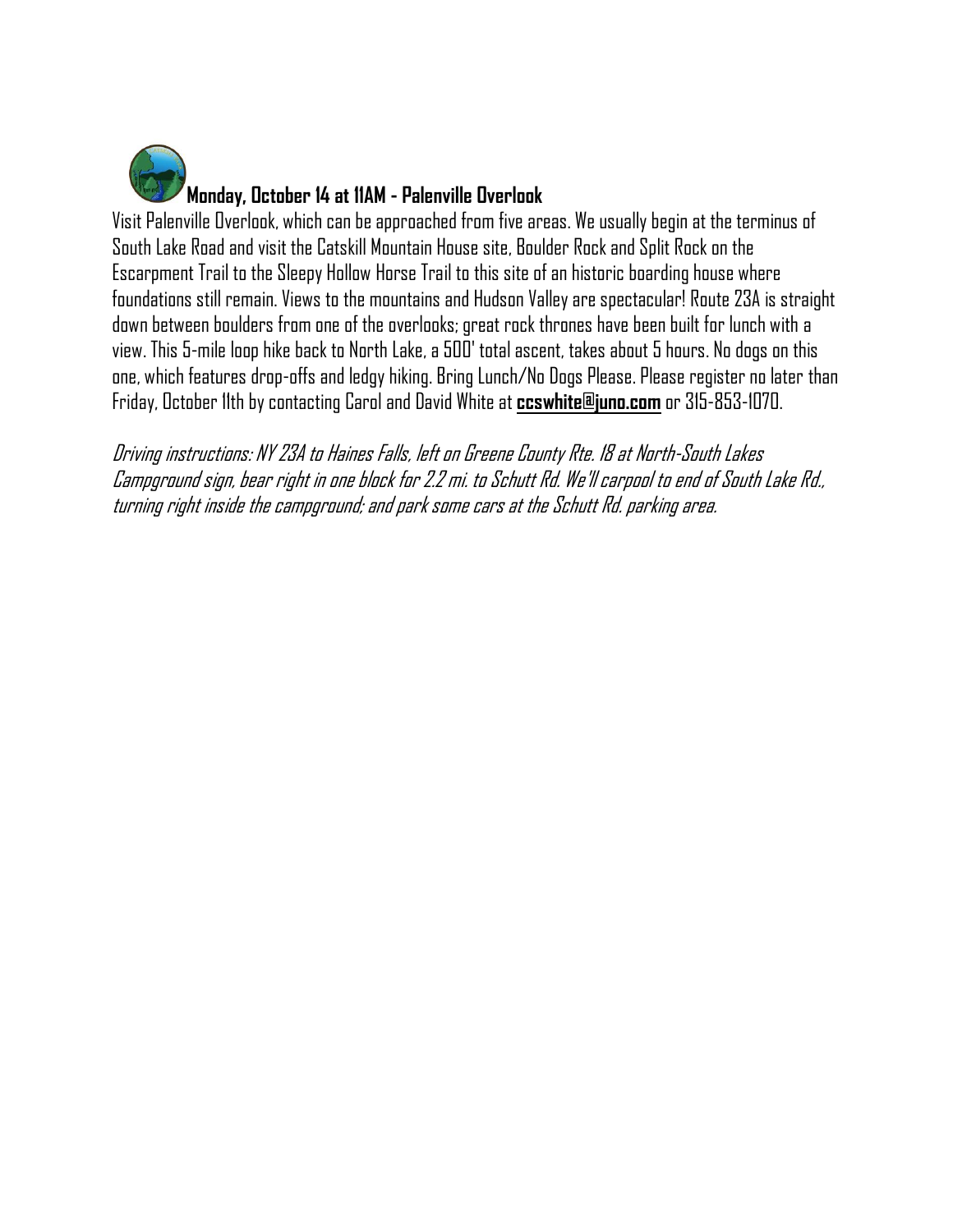### **Monday, October 14 at 11AM - Palenville Overlook**

Visit Palenville Overlook, which can be approached from five areas. We usually begin at the terminus of South Lake Road and visit the Catskill Mountain House site, Boulder Rock and Split Rock on the Escarpment Trail to the Sleepy Hollow Horse Trail to this site of an historic boarding house where foundations still remain. Views to the mountains and Hudson Valley are spectacular! Route 23A is straight down between boulders from one of the overlooks; great rock thrones have been built for lunch with a view. This 5-mile loop hike back to North Lake, a 500' total ascent, takes about 5 hours. No dogs on this one, which features drop-offs and ledgy hiking. Bring Lunch/No Dogs Please. Please register no later than Friday, October 11th by contacting Carol and David White at **ccswhite@juno.com** or 315-853-1070.

*Driving instructions: NY 23A to Haines Falls, left on Greene County Rte. 18 at North-South Lakes Campground sign, bear right in one block for 2.2 mi. to Schutt Rd. We'll carpool to end of South Lake Rd., turning right inside the campground; and park some cars at the Schutt Rd. parking area.*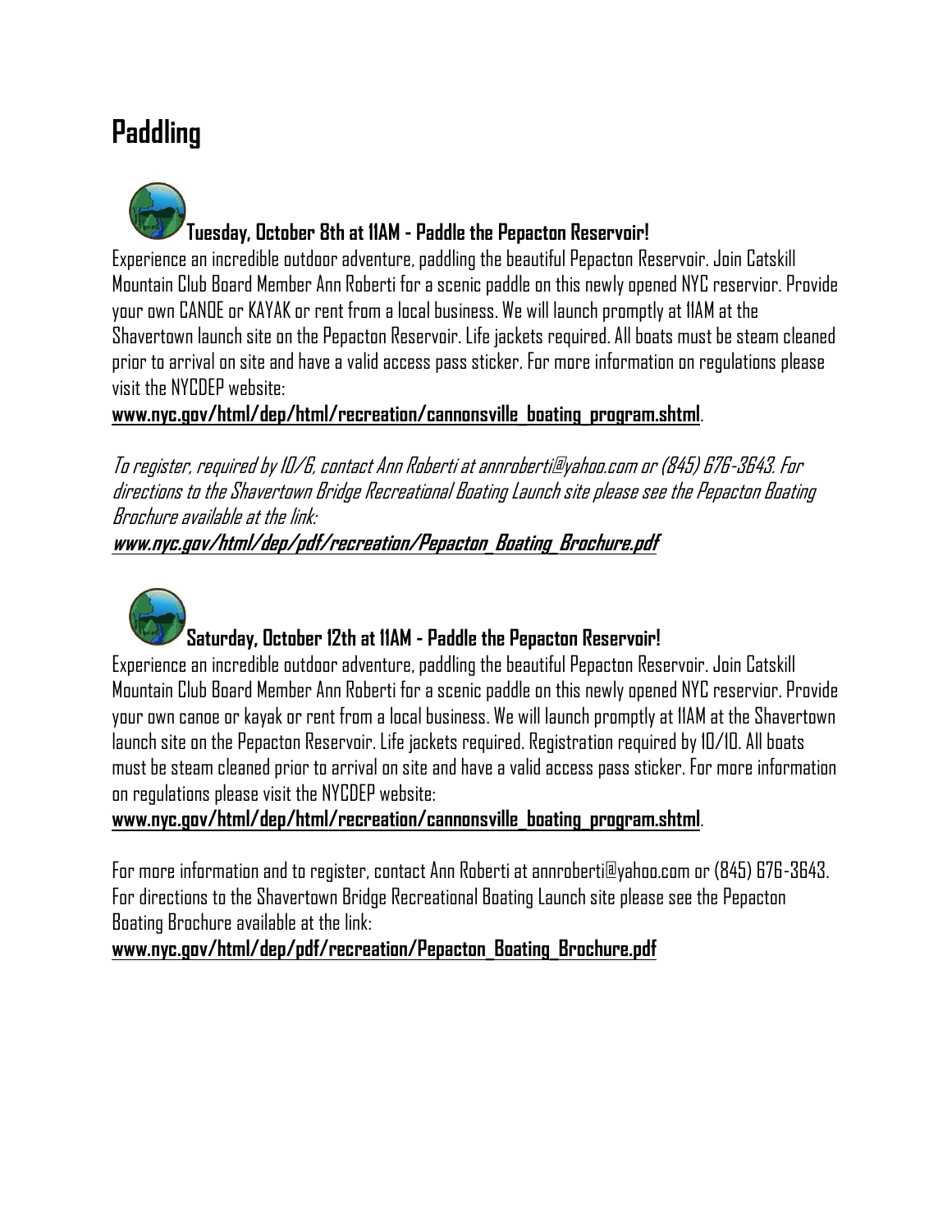## Paddling

**Tuesday, October 8th at 11AM - Paddle the Pepacton Reservoir!**

Experience an incredible outdoor adventure, paddling the beautiful Pepacton Reservoir. Join Catskill Mountain Club Board Member Ann Roberti for a scenic paddle on this newly opened NYC reservior. Provide your own CANOE or KAYAK or rent from a local business. We will launch promptly at 11AM at the Shavertown launch site on the Pepacton Reservoir. Life jackets required. All boats must be steam cleaned prior to arrival on site and have a valid access pass sticker. For more information on regulations please visit the NYCDEP website:

**www.nyc.gov/html/dep/html/recreation/cannonsville_boating_program.shtml**.

*To register, required by 10/6, contact Ann Roberti at annroberti@yahoo.com or (845) 676-3643. For directions to the Shavertown Bridge Recreational Boating Launch site please see the Pepacton Boating Brochure available at the link:*

***www.nyc.gov/html/dep/pdf/recreation/Pepacton_Boating_Brochure.pdf***

**Saturday, October 12th at 11AM - Paddle the Pepacton Reservoir!**

Experience an incredible outdoor adventure, paddling the beautiful Pepacton Reservoir. Join Catskill Mountain Club Board Member Ann Roberti for a scenic paddle on this newly opened NYC reservior. Provide your own canoe or kayak or rent from a local business. We will launch promptly at 11AM at the Shavertown launch site on the Pepacton Reservoir. Life jackets required. Registration required by 10/10. All boats must be steam cleaned prior to arrival on site and have a valid access pass sticker. For more information on regulations please visit the NYCDEP website:

**www.nyc.gov/html/dep/html/recreation/cannonsville_boating_program.shtml**.

For more information and to register, contact Ann Roberti at annroberti@yahoo.com or (845) 676-3643. For directions to the Shavertown Bridge Recreational Boating Launch site please see the Pepacton Boating Brochure available at the link:

**www.nyc.gov/html/dep/pdf/recreation/Pepacton_Boating_Brochure.pdf**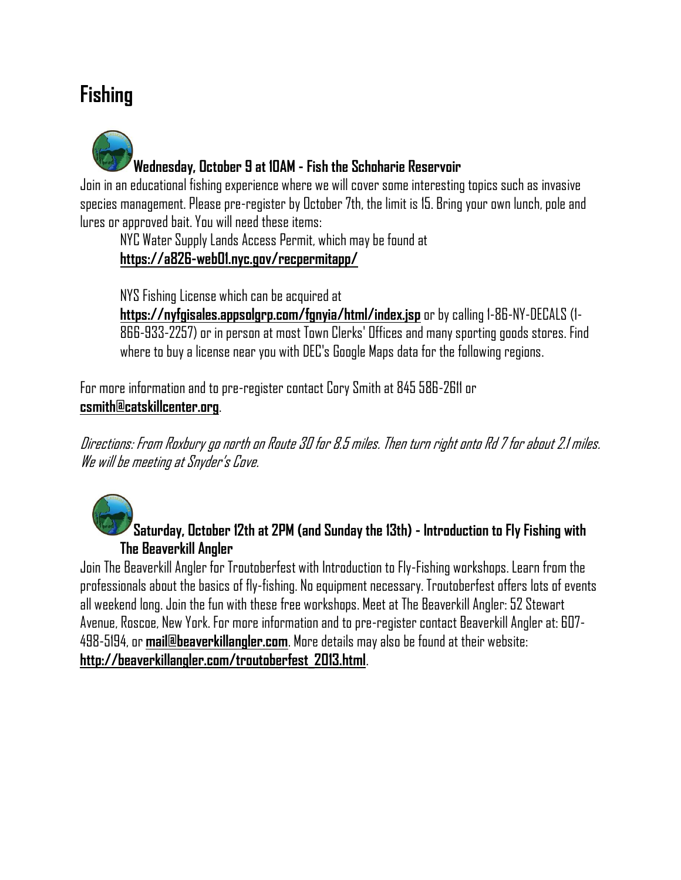# Fishing

### Wednesday, October 9 at 10AM - Fish the Schoharie Reservoir

Join in an educational fishing experience where we will cover some interesting topics such as invasive species management. Please pre-register by October 7th, the limit is 15. Bring your own lunch, pole and lures or approved bait. You will need these items:

NYC Water Supply Lands Access Permit, which may be found at **https://a826-web01.nyc.gov/recpermitapp/**

NYS Fishing License which can be acquired at **https://nyfgisales.appsolgrp.com/fgnyia/html/index.jsp** or by calling 1-86-NY-DECALS (1-866-933-2257) or in person at most Town Clerks' Offices and many sporting goods stores. Find where to buy a license near you with DEC's Google Maps data for the following regions.

For more information and to pre-register contact Cory Smith at 845 586-2611 or **csmith@catskillcenter.org**.

*Directions: From Roxbury go north on Route 30 for 8.5 miles. Then turn right onto Rd 7 for about 2.1 miles. We will be meeting at Snyder's Cove.*

### Saturday, October 12th at 2PM (and Sunday the 13th) - Introduction to Fly Fishing with The Beaverkill Angler

Join The Beaverkill Angler for Troutoberfest with Introduction to Fly-Fishing workshops. Learn from the professionals about the basics of fly-fishing. No equipment necessary. Troutoberfest offers lots of events all weekend long. Join the fun with these free workshops. Meet at The Beaverkill Angler: 52 Stewart Avenue, Roscoe, New York. For more information and to pre-register contact Beaverkill Angler at: 607-498-5194, or **mail@beaverkillangler.com**. More details may also be found at their website: **http://beaverkillangler.com/troutoberfest_2013.html**.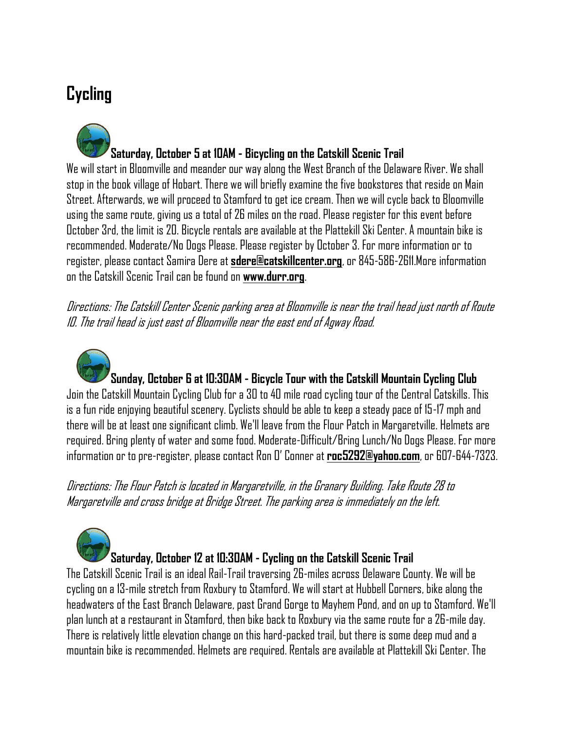# Cycling

### Saturday, October 5 at 10AM - Bicycling on the Catskill Scenic Trail

We will start in Bloomville and meander our way along the West Branch of the Delaware River. We shall stop in the book village of Hobart. There we will briefly examine the five bookstores that reside on Main Street. Afterwards, we will proceed to Stamford to get ice cream. Then we will cycle back to Bloomville using the same route, giving us a total of 26 miles on the road. Please register for this event before October 3rd, the limit is 20. Bicycle rentals are available at the Plattekill Ski Center. A mountain bike is recommended. Moderate/No Dogs Please. Please register by October 3. For more information or to register, please contact Samira Dere at **sdere@catskillcenter.org**, or 845-586-2611.More information on the Catskill Scenic Trail can be found on **www.durr.org**.

*Directions: The Catskill Center Scenic parking area at Bloomville is near the trail head just north of Route 10. The trail head is just east of Bloomville near the east end of Agway Road.*

### Sunday, October 6 at 10:30AM - Bicycle Tour with the Catskill Mountain Cycling Club

Join the Catskill Mountain Cycling Club for a 30 to 40 mile road cycling tour of the Central Catskills. This is a fun ride enjoying beautiful scenery. Cyclists should be able to keep a steady pace of 15-17 mph and there will be at least one significant climb. We'll leave from the Flour Patch in Margaretville. Helmets are required. Bring plenty of water and some food. Moderate-Difficult/Bring Lunch/No Dogs Please. For more information or to pre-register, please contact Ron O' Conner at **roc5292@yahoo.com**, or 607-644-7323.

*Directions: The Flour Patch is located in Margaretville, in the Granary Building. Take Route 28 to Margaretville and cross bridge at Bridge Street. The parking area is immediately on the left.*

### Saturday, October 12 at 10:30AM - Cycling on the Catskill Scenic Trail

The Catskill Scenic Trail is an ideal Rail-Trail traversing 26-miles across Delaware County. We will be cycling on a 13-mile stretch from Roxbury to Stamford. We will start at Hubbell Corners, bike along the headwaters of the East Branch Delaware, past Grand Gorge to Mayhem Pond, and on up to Stamford. We'll plan lunch at a restaurant in Stamford, then bike back to Roxbury via the same route for a 26-mile day. There is relatively little elevation change on this hard-packed trail, but there is some deep mud and a mountain bike is recommended. Helmets are required. Rentals are available at Plattekill Ski Center. The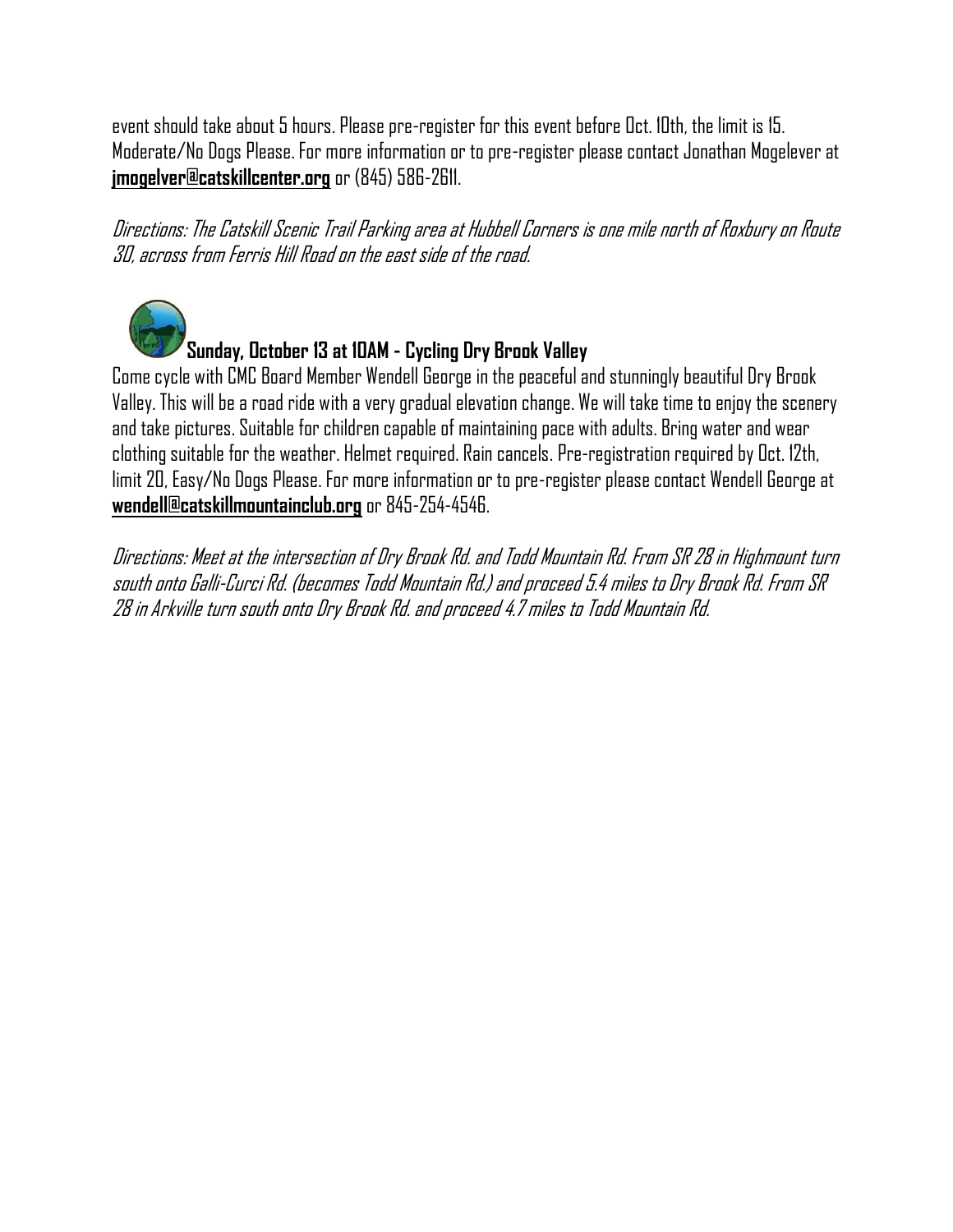event should take about 5 hours. Please pre-register for this event before Oct. 10th, the limit is 15. Moderate/No Dogs Please. For more information or to pre-register please contact Jonathan Mogelever at **jmogelver@catskillcenter.org** or (845) 586-2611.

*Directions: The Catskill Scenic Trail Parking area at Hubbell Corners is one mile north of Roxbury on Route 30, across from Ferris Hill Road on the east side of the road.*

**Sunday, October 13 at 10AM - Cycling Dry Brook Valley**

Come cycle with CMC Board Member Wendell George in the peaceful and stunningly beautiful Dry Brook Valley. This will be a road ride with a very gradual elevation change. We will take time to enjoy the scenery and take pictures. Suitable for children capable of maintaining pace with adults. Bring water and wear clothing suitable for the weather. Helmet required. Rain cancels. Pre-registration required by Oct. 12th, limit 20, Easy/No Dogs Please. For more information or to pre-register please contact Wendell George at **wendell@catskillmountainclub.org** or 845-254-4546.

*Directions: Meet at the intersection of Dry Brook Rd. and Todd Mountain Rd. From SR 28 in Highmount turn south onto Galli-Curci Rd. (becomes Todd Mountain Rd.) and proceed 5.4 miles to Dry Brook Rd. From SR 28 in Arkville turn south onto Dry Brook Rd. and proceed 4.7 miles to Todd Mountain Rd.*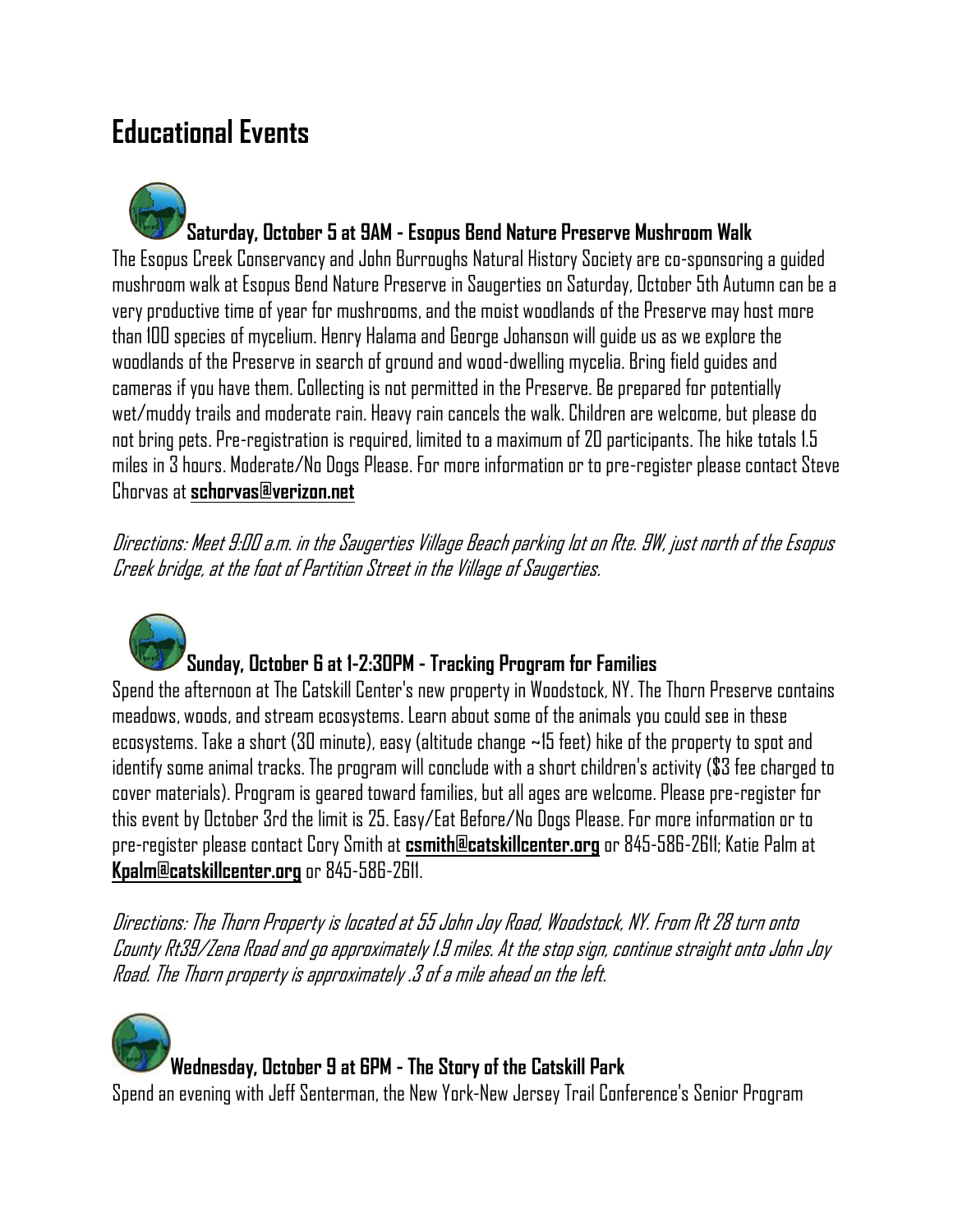# Educational Events

### Saturday, October 5 at 9AM - Esopus Bend Nature Preserve Mushroom Walk

The Esopus Creek Conservancy and John Burroughs Natural History Society are co-sponsoring a guided mushroom walk at Esopus Bend Nature Preserve in Saugerties on Saturday, October 5th Autumn can be a very productive time of year for mushrooms, and the moist woodlands of the Preserve may host more than 100 species of mycelium. Henry Halama and George Johanson will guide us as we explore the woodlands of the Preserve in search of ground and wood-dwelling mycelia. Bring field guides and cameras if you have them. Collecting is not permitted in the Preserve. Be prepared for potentially wet/muddy trails and moderate rain. Heavy rain cancels the walk. Children are welcome, but please do not bring pets. Pre-registration is required, limited to a maximum of 20 participants. The hike totals 1.5 miles in 3 hours. Moderate/No Dogs Please. For more information or to pre-register please contact Steve Chorvas at **schorvas@verizon.net**

*Directions: Meet 9:00 a.m. in the Saugerties Village Beach parking lot on Rte. 9W, just north of the Esopus Creek bridge, at the foot of Partition Street in the Village of Saugerties.*

### Sunday, October 6 at 1-2:30PM - Tracking Program for Families

Spend the afternoon at The Catskill Center's new property in Woodstock, NY. The Thorn Preserve contains meadows, woods, and stream ecosystems. Learn about some of the animals you could see in these ecosystems. Take a short (30 minute), easy (altitude change ~15 feet) hike of the property to spot and identify some animal tracks. The program will conclude with a short children's activity ($3 fee charged to cover materials). Program is geared toward families, but all ages are welcome. Please pre-register for this event by October 3rd the limit is 25. Easy/Eat Before/No Dogs Please. For more information or to pre-register please contact Cory Smith at **csmith@catskillcenter.org** or 845-586-2611; Katie Palm at **Kpalm@catskillcenter.org** or 845-586-2611.

*Directions: The Thorn Property is located at 55 John Joy Road, Woodstock, NY. From Rt 28 turn onto County Rt39/Zena Road and go approximately 1.9 miles. At the stop sign, continue straight onto John Joy Road. The Thorn property is approximately .3 of a mile ahead on the left.*

### Wednesday, October 9 at 6PM - The Story of the Catskill Park

Spend an evening with Jeff Senterman, the New York-New Jersey Trail Conference's Senior Program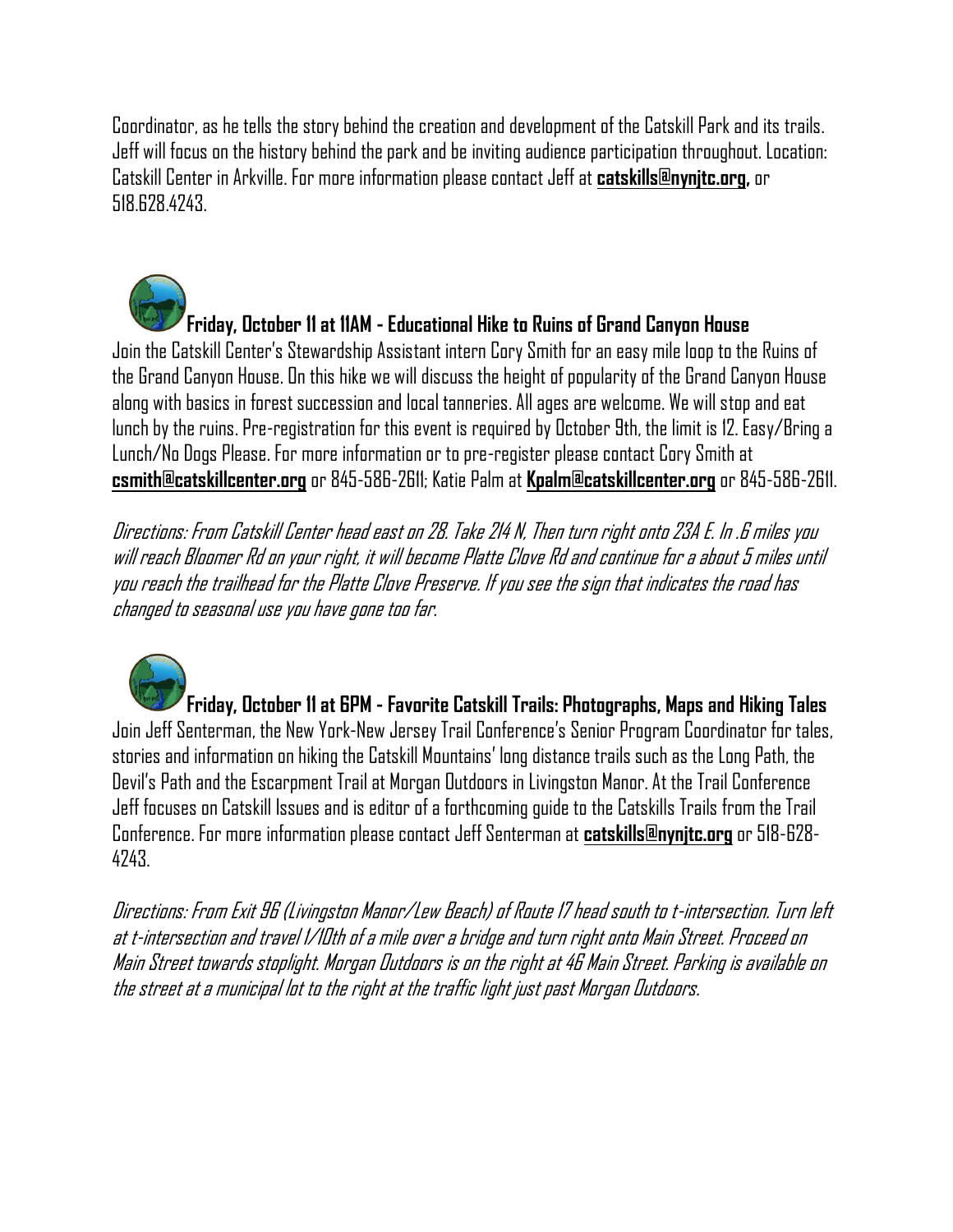Coordinator, as he tells the story behind the creation and development of the Catskill Park and its trails. Jeff will focus on the history behind the park and be inviting audience participation throughout. Location: Catskill Center in Arkville. For more information please contact Jeff at **catskills@nynjtc.org,** or 518.628.4243.

**Friday, October 11 at 11AM - Educational Hike to Ruins of Grand Canyon House**

Join the Catskill Center's Stewardship Assistant intern Cory Smith for an easy mile loop to the Ruins of the Grand Canyon House. On this hike we will discuss the height of popularity of the Grand Canyon House along with basics in forest succession and local tanneries. All ages are welcome. We will stop and eat lunch by the ruins. Pre-registration for this event is required by October 9th, the limit is 12. Easy/Bring a Lunch/No Dogs Please. For more information or to pre-register please contact Cory Smith at **csmith@catskillcenter.org** or 845-586-2611; Katie Palm at **Kpalm@catskillcenter.org** or 845-586-2611.

*Directions: From Catskill Center head east on 28. Take 214 N, Then turn right onto 23A E. In .6 miles you will reach Bloomer Rd on your right, it will become Platte Clove Rd and continue for a about 5 miles until you reach the trailhead for the Platte Clove Preserve. If you see the sign that indicates the road has changed to seasonal use you have gone too far.*

**Friday, October 11 at 6PM - Favorite Catskill Trails: Photographs, Maps and Hiking Tales**

Join Jeff Senterman, the New York-New Jersey Trail Conference's Senior Program Coordinator for tales, stories and information on hiking the Catskill Mountains' long distance trails such as the Long Path, the Devil's Path and the Escarpment Trail at Morgan Outdoors in Livingston Manor. At the Trail Conference Jeff focuses on Catskill Issues and is editor of a forthcoming guide to the Catskills Trails from the Trail Conference. For more information please contact Jeff Senterman at **catskills@nynjtc.org** or 518-628-4243.

*Directions: From Exit 96 (Livingston Manor/Lew Beach) of Route 17 head south to t-intersection. Turn left at t-intersection and travel 1/10th of a mile over a bridge and turn right onto Main Street. Proceed on Main Street towards stoplight. Morgan Outdoors is on the right at 46 Main Street. Parking is available on the street at a municipal lot to the right at the traffic light just past Morgan Outdoors.*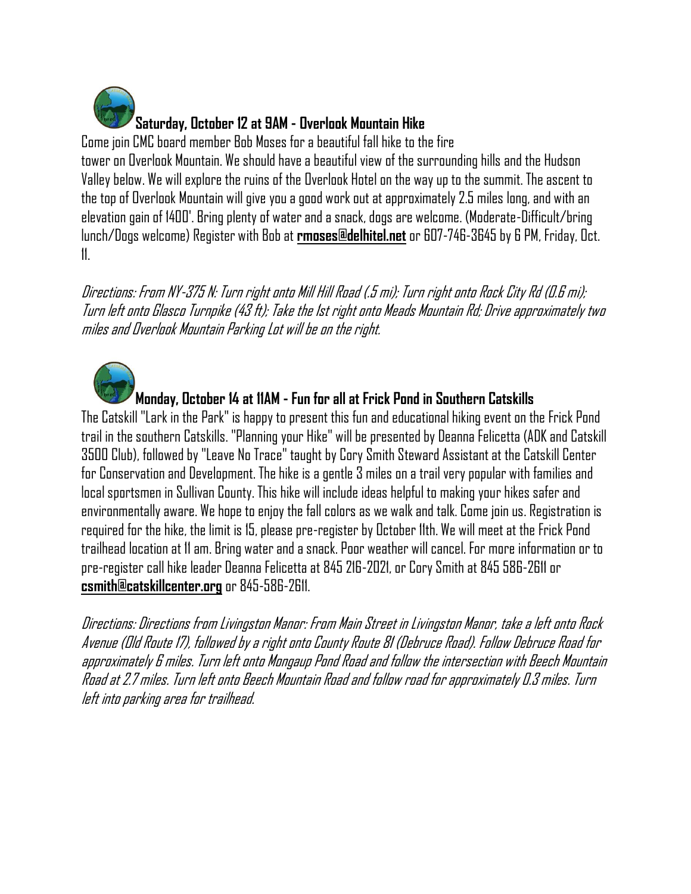### **Saturday, October 12 at 9AM - Overlook Mountain Hike**

Come join CMC board member Bob Moses for a beautiful fall hike to the fire tower on Overlook Mountain. We should have a beautiful view of the surrounding hills and the Hudson Valley below. We will explore the ruins of the Overlook Hotel on the way up to the summit. The ascent to the top of Overlook Mountain will give you a good work out at approximately 2.5 miles long, and with an elevation gain of 1400'. Bring plenty of water and a snack, dogs are welcome. (Moderate-Difficult/bring lunch/Dogs welcome) Register with Bob at **rmoses@delhitel.net** or 607-746-3645 by 6 PM, Friday, Oct. 11.

*Directions: From NY-375 N: Turn right onto Mill Hill Road (.5 mi); Turn right onto Rock City Rd (0.6 mi); Turn left onto Glasco Turnpike (43 ft); Take the 1st right onto Meads Mountain Rd; Drive approximately two miles and Overlook Mountain Parking Lot will be on the right.*

### **Monday, October 14 at 11AM - Fun for all at Frick Pond in Southern Catskills**

The Catskill "Lark in the Park" is happy to present this fun and educational hiking event on the Frick Pond trail in the southern Catskills. "Planning your Hike" will be presented by Deanna Felicetta (ADK and Catskill 3500 Club), followed by "Leave No Trace" taught by Cory Smith Steward Assistant at the Catskill Center for Conservation and Development. The hike is a gentle 3 miles on a trail very popular with families and local sportsmen in Sullivan County. This hike will include ideas helpful to making your hikes safer and environmentally aware. We hope to enjoy the fall colors as we walk and talk. Come join us. Registration is required for the hike, the limit is 15, please pre-register by October 11th. We will meet at the Frick Pond trailhead location at 11 am. Bring water and a snack. Poor weather will cancel. For more information or to pre-register call hike leader Deanna Felicetta at 845 216-2021, or Cory Smith at 845 586-2611 or **csmith@catskillcenter.org** or 845-586-2611.

*Directions: Directions from Livingston Manor: From Main Street in Livingston Manor, take a left onto Rock Avenue (Old Route 17), followed by a right onto County Route 81 (Debruce Road). Follow Debruce Road for approximately 6 miles. Turn left onto Mongaup Pond Road and follow the intersection with Beech Mountain Road at 2.7 miles. Turn left onto Beech Mountain Road and follow road for approximately 0.3 miles. Turn left into parking area for trailhead.*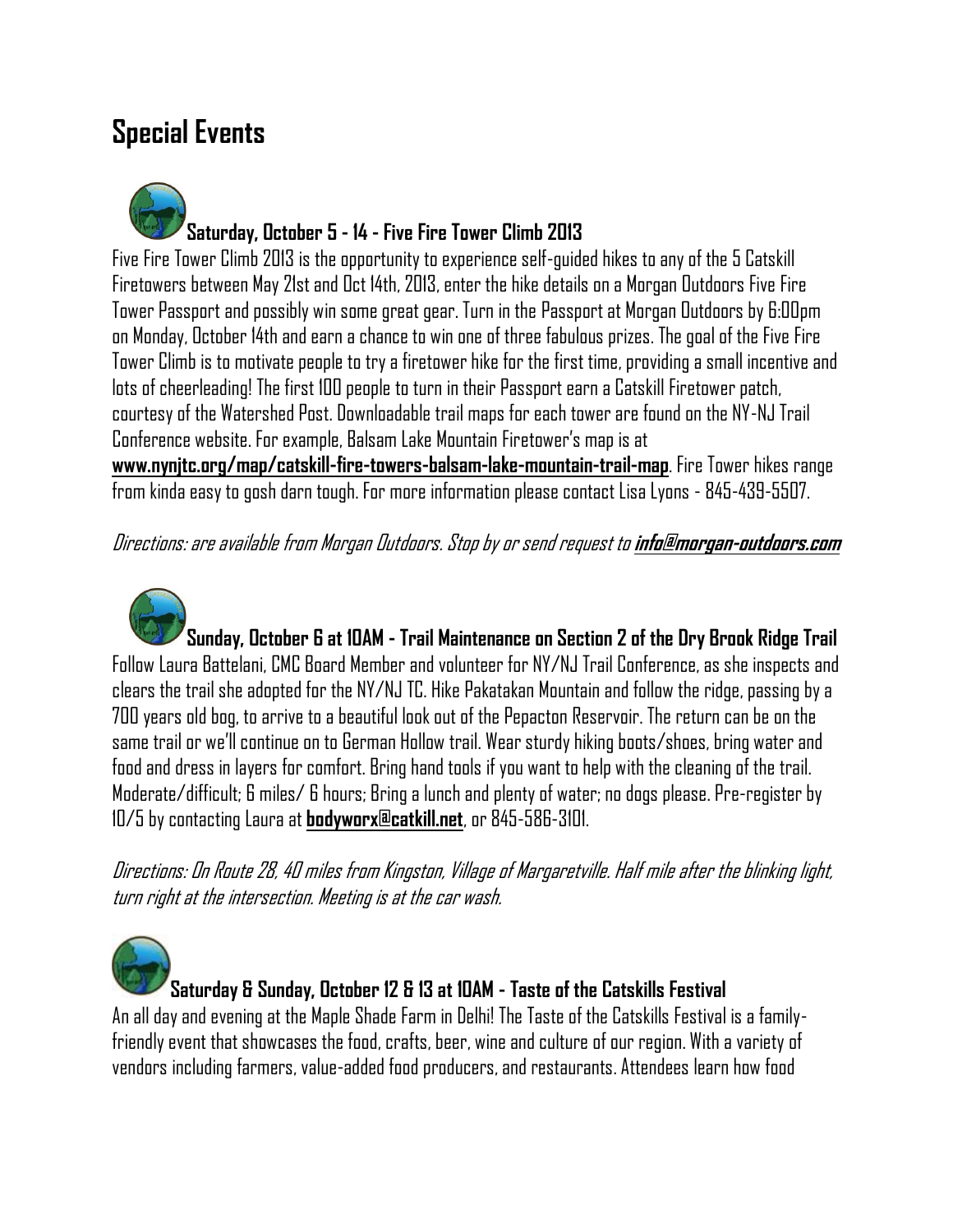## Special Events

### Saturday, October 5 - 14 - Five Fire Tower Climb 2013

Five Fire Tower Climb 2013 is the opportunity to experience self-guided hikes to any of the 5 Catskill Firetowers between May 21st and Oct 14th, 2013, enter the hike details on a Morgan Outdoors Five Fire Tower Passport and possibly win some great gear. Turn in the Passport at Morgan Outdoors by 6:00pm on Monday, October 14th and earn a chance to win one of three fabulous prizes. The goal of the Five Fire Tower Climb is to motivate people to try a firetower hike for the first time, providing a small incentive and lots of cheerleading! The first 100 people to turn in their Passport earn a Catskill Firetower patch, courtesy of the Watershed Post. Downloadable trail maps for each tower are found on the NY-NJ Trail Conference website. For example, Balsam Lake Mountain Firetower's map is at **www.nynjtc.org/map/catskill-fire-towers-balsam-lake-mountain-trail-map**. Fire Tower hikes range from kinda easy to gosh darn tough. For more information please contact Lisa Lyons - 845-439-5507.

*Directions: are available from Morgan Outdoors. Stop by or send request to* ***info@morgan-outdoors.com***

### Sunday, October 6 at 10AM - Trail Maintenance on Section 2 of the Dry Brook Ridge Trail

Follow Laura Battelani, CMC Board Member and volunteer for NY/NJ Trail Conference, as she inspects and clears the trail she adopted for the NY/NJ TC. Hike Pakatakan Mountain and follow the ridge, passing by a 700 years old bog, to arrive to a beautiful look out of the Pepacton Reservoir. The return can be on the same trail or we'll continue on to German Hollow trail. Wear sturdy hiking boots/shoes, bring water and food and dress in layers for comfort. Bring hand tools if you want to help with the cleaning of the trail. Moderate/difficult; 6 miles/ 6 hours; Bring a lunch and plenty of water; no dogs please. Pre-register by 10/5 by contacting Laura at **bodyworx@catkill.net**, or 845-586-3101.

*Directions: On Route 28, 40 miles from Kingston, Village of Margaretville. Half mile after the blinking light, turn right at the intersection. Meeting is at the car wash.*

### Saturday & Sunday, October 12 & 13 at 10AM - Taste of the Catskills Festival

An all day and evening at the Maple Shade Farm in Delhi! The Taste of the Catskills Festival is a family-friendly event that showcases the food, crafts, beer, wine and culture of our region. With a variety of vendors including farmers, value-added food producers, and restaurants. Attendees learn how food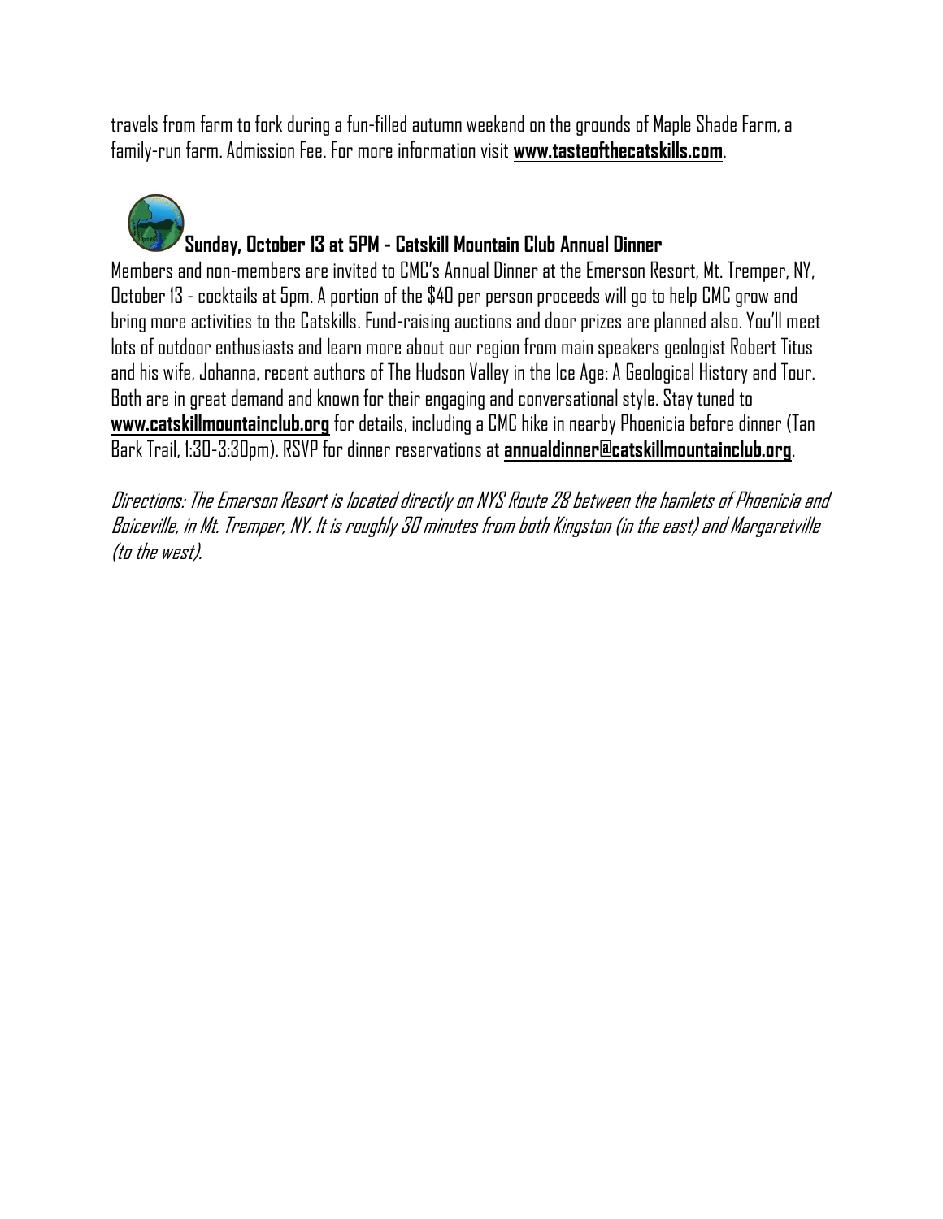travels from farm to fork during a fun-filled autumn weekend on the grounds of Maple Shade Farm, a family-run farm. Admission Fee. For more information visit **www.tasteofthecatskills.com**.

### Sunday, October 13 at 5PM - Catskill Mountain Club Annual Dinner

Members and non-members are invited to CMC's Annual Dinner at the Emerson Resort, Mt. Tremper, NY, October 13 - cocktails at 5pm. A portion of the $40 per person proceeds will go to help CMC grow and bring more activities to the Catskills. Fund-raising auctions and door prizes are planned also. You'll meet lots of outdoor enthusiasts and learn more about our region from main speakers geologist Robert Titus and his wife, Johanna, recent authors of The Hudson Valley in the Ice Age: A Geological History and Tour. Both are in great demand and known for their engaging and conversational style. Stay tuned to **www.catskillmountainclub.org** for details, including a CMC hike in nearby Phoenicia before dinner (Tan Bark Trail, 1:30-3:30pm). RSVP for dinner reservations at **annualdinner@catskillmountainclub.org**.

*Directions: The Emerson Resort is located directly on NYS Route 28 between the hamlets of Phoenicia and Boiceville, in Mt. Tremper, NY. It is roughly 30 minutes from both Kingston (in the east) and Margaretville (to the west).*